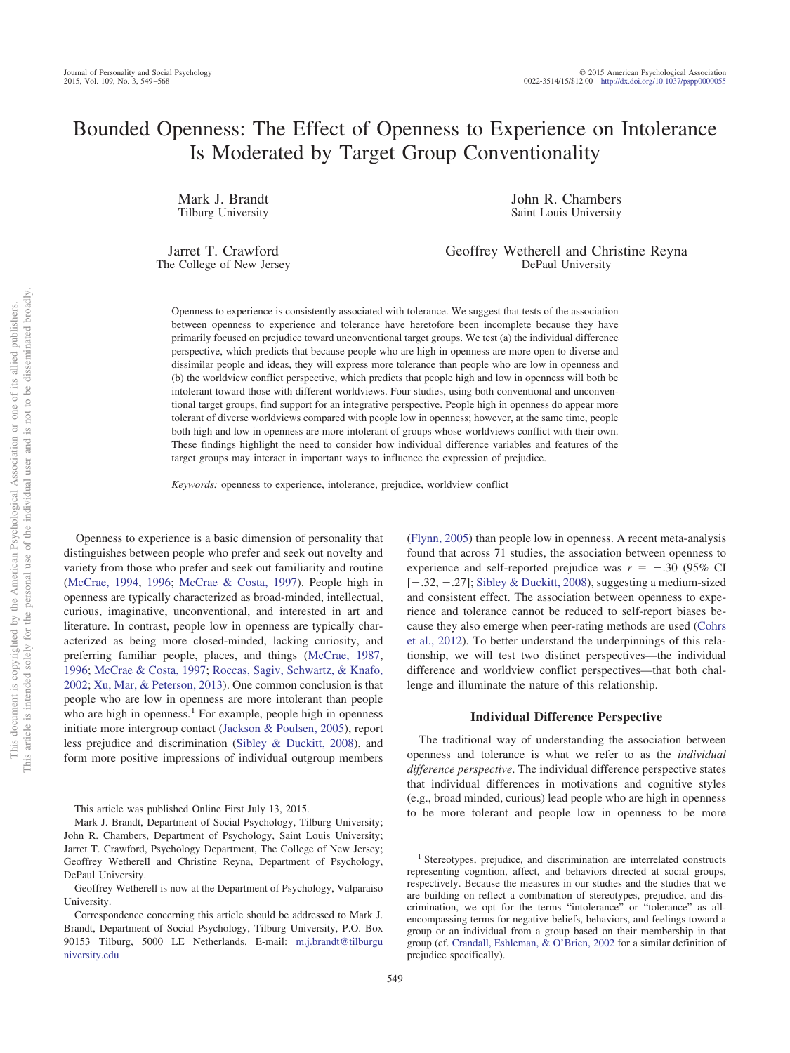# Bounded Openness: The Effect of Openness to Experience on Intolerance Is Moderated by Target Group Conventionality

Mark J. Brandt
Tilburg University

John R. Chambers
Saint Louis University

Jarret T. Crawford
The College of New Jersey

Geoffrey Wetherell and Christine Reyna
DePaul University

Openness to experience is consistently associated with tolerance. We suggest that tests of the association between openness to experience and tolerance have heretofore been incomplete because they have primarily focused on prejudice toward unconventional target groups. We test (a) the individual difference perspective, which predicts that because people who are high in openness are more open to diverse and dissimilar people and ideas, they will express more tolerance than people who are low in openness and (b) the worldview conflict perspective, which predicts that people high and low in openness will both be intolerant toward those with different worldviews. Four studies, using both conventional and unconventional target groups, find support for an integrative perspective. People high in openness do appear more tolerant of diverse worldviews compared with people low in openness; however, at the same time, people both high and low in openness are more intolerant of groups whose worldviews conflict with their own. These findings highlight the need to consider how individual difference variables and features of the target groups may interact in important ways to influence the expression of prejudice.

*Keywords:* openness to experience, intolerance, prejudice, worldview conflict

Openness to experience is a basic dimension of personality that distinguishes between people who prefer and seek out novelty and variety from those who prefer and seek out familiarity and routine (McCrae, 1994, 1996; McCrae & Costa, 1997). People high in openness are typically characterized as broad-minded, intellectual, curious, imaginative, unconventional, and interested in art and literature. In contrast, people low in openness are typically characterized as being more closed-minded, lacking curiosity, and preferring familiar people, places, and things (McCrae, 1987, 1996; McCrae & Costa, 1997; Roccas, Sagiv, Schwartz, & Knafo, 2002; Xu, Mar, & Peterson, 2013). One common conclusion is that people who are low in openness are more intolerant than people who are high in openness.[1] For example, people high in openness initiate more intergroup contact (Jackson & Poulsen, 2005), report less prejudice and discrimination (Sibley & Duckitt, 2008), and form more positive impressions of individual outgroup members (Flynn, 2005) than people low in openness. A recent meta-analysis found that across 71 studies, the association between openness to experience and self-reported prejudice was $r = -.30$ (95% CI $[-.32, -.27]$; Sibley & Duckitt, 2008), suggesting a medium-sized and consistent effect. The association between openness to experience and tolerance cannot be reduced to self-report biases because they also emerge when peer-rating methods are used (Cohrs et al., 2012). To better understand the underpinnings of this relationship, we will test two distinct perspectives—the individual difference and worldview conflict perspectives—that both challenge and illuminate the nature of this relationship.

## Individual Difference Perspective

The traditional way of understanding the association between openness and tolerance is what we refer to as the *individual difference perspective*. The individual difference perspective states that individual differences in motivations and cognitive styles (e.g., broad minded, curious) lead people who are high in openness to be more tolerant and people low in openness to be more

This article was published Online First July 13, 2015.

Mark J. Brandt, Department of Social Psychology, Tilburg University; John R. Chambers, Department of Psychology, Saint Louis University; Jarret T. Crawford, Psychology Department, The College of New Jersey; Geoffrey Wetherell and Christine Reyna, Department of Psychology, DePaul University.

Geoffrey Wetherell is now at the Department of Psychology, Valparaiso University.

Correspondence concerning this article should be addressed to Mark J. Brandt, Department of Social Psychology, Tilburg University, P.O. Box 90153 Tilburg, 5000 LE Netherlands. E-mail: m.j.brandt@tilburguniversity.edu

[1] Stereotypes, prejudice, and discrimination are interrelated constructs representing cognition, affect, and behaviors directed at social groups, respectively. Because the measures in our studies and the studies that we are building on reflect a combination of stereotypes, prejudice, and discrimination, we opt for the terms "intolerance" or "tolerance" as all-encompassing terms for negative beliefs, behaviors, and feelings toward a group or an individual from a group based on their membership in that group (cf. Crandall, Eshleman, & O'Brien, 2002 for a similar definition of prejudice specifically).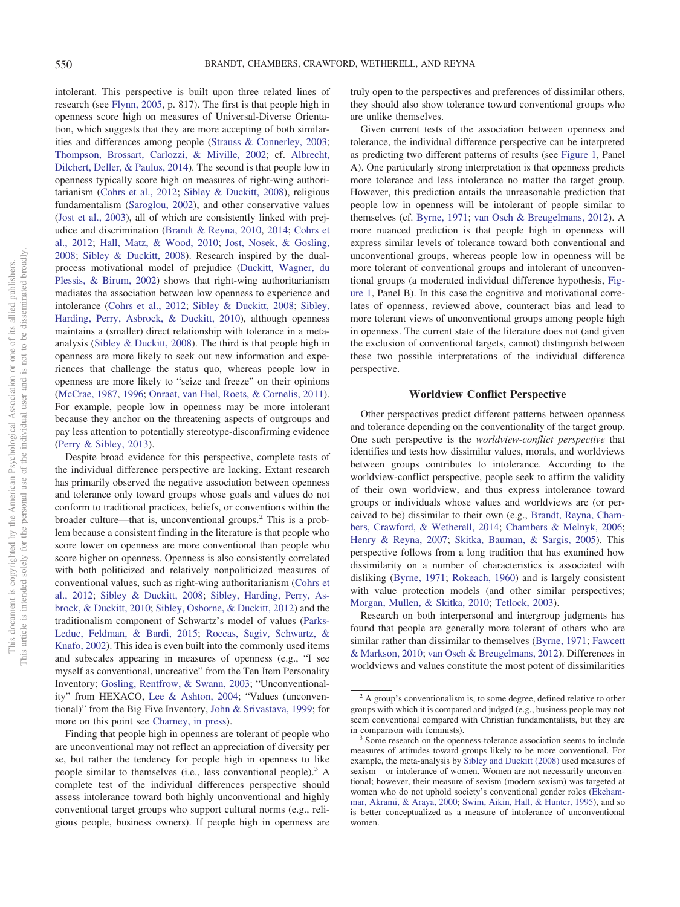intolerant. This perspective is built upon three related lines of research (see Flynn, 2005, p. 817). The first is that people high in openness score high on measures of Universal-Diverse Orientation, which suggests that they are more accepting of both similarities and differences among people (Strauss & Connerley, 2003; Thompson, Brossart, Carlozzi, & Miville, 2002; cf. Albrecht, Dilchert, Deller, & Paulus, 2014). The second is that people low in openness typically score high on measures of right-wing authoritarianism (Cohrs et al., 2012; Sibley & Duckitt, 2008), religious fundamentalism (Saroglou, 2002), and other conservative values (Jost et al., 2003), all of which are consistently linked with prejudice and discrimination (Brandt & Reyna, 2010, 2014; Cohrs et al., 2012; Hall, Matz, & Wood, 2010; Jost, Nosek, & Gosling, 2008; Sibley & Duckitt, 2008). Research inspired by the dual-process motivational model of prejudice (Duckitt, Wagner, du Plessis, & Birum, 2002) shows that right-wing authoritarianism mediates the association between low openness to experience and intolerance (Cohrs et al., 2012; Sibley & Duckitt, 2008; Sibley, Harding, Perry, Asbrock, & Duckitt, 2010), although openness maintains a (smaller) direct relationship with tolerance in a meta-analysis (Sibley & Duckitt, 2008). The third is that people high in openness are more likely to seek out new information and experiences that challenge the status quo, whereas people low in openness are more likely to "seize and freeze" on their opinions (McCrae, 1987, 1996; Onraet, van Hiel, Roets, & Cornelis, 2011). For example, people low in openness may be more intolerant because they anchor on the threatening aspects of outgroups and pay less attention to potentially stereotype-disconfirming evidence (Perry & Sibley, 2013).

Despite broad evidence for this perspective, complete tests of the individual difference perspective are lacking. Extant research has primarily observed the negative association between openness and tolerance only toward groups whose goals and values do not conform to traditional practices, beliefs, or conventions within the broader culture—that is, unconventional groups.[2] This is a problem because a consistent finding in the literature is that people who score lower on openness are more conventional than people who score higher on openness. Openness is also consistently correlated with both politicized and relatively nonpoliticized measures of conventional values, such as right-wing authoritarianism (Cohrs et al., 2012; Sibley & Duckitt, 2008; Sibley, Harding, Perry, Asbrock, & Duckitt, 2010; Sibley, Osborne, & Duckitt, 2012) and the traditionalism component of Schwartz's model of values (Parks-Leduc, Feldman, & Bardi, 2015; Roccas, Sagiv, Schwartz, & Knafo, 2002). This idea is even built into the commonly used items and subscales appearing in measures of openness (e.g., "I see myself as conventional, uncreative" from the Ten Item Personality Inventory; Gosling, Rentfrow, & Swann, 2003; "Unconventionality" from HEXACO, Lee & Ashton, 2004; "Values (unconventional)" from the Big Five Inventory, John & Srivastava, 1999; for more on this point see Charney, in press).

Finding that people high in openness are tolerant of people who are unconventional may not reflect an appreciation of diversity per se, but rather the tendency for people high in openness to like people similar to themselves (i.e., less conventional people).[3] A complete test of the individual differences perspective should assess intolerance toward both highly unconventional and highly conventional target groups who support cultural norms (e.g., religious people, business owners). If people high in openness are truly open to the perspectives and preferences of dissimilar others, they should also show tolerance toward conventional groups who are unlike themselves.

Given current tests of the association between openness and tolerance, the individual difference perspective can be interpreted as predicting two different patterns of results (see Figure 1, Panel A). One particularly strong interpretation is that openness predicts more tolerance and less intolerance no matter the target group. However, this prediction entails the unreasonable prediction that people low in openness will be intolerant of people similar to themselves (cf. Byrne, 1971; van Osch & Breugelmans, 2012). A more nuanced prediction is that people high in openness will express similar levels of tolerance toward both conventional and unconventional groups, whereas people low in openness will be more tolerant of conventional groups and intolerant of unconventional groups (a moderated individual difference hypothesis, Figure 1, Panel B). In this case the cognitive and motivational correlates of openness, reviewed above, counteract bias and lead to more tolerant views of unconventional groups among people high in openness. The current state of the literature does not (and given the exclusion of conventional targets, cannot) distinguish between these two possible interpretations of the individual difference perspective.

## Worldview Conflict Perspective

Other perspectives predict different patterns between openness and tolerance depending on the conventionality of the target group. One such perspective is the *worldview-conflict perspective* that identifies and tests how dissimilar values, morals, and worldviews between groups contributes to intolerance. According to the worldview-conflict perspective, people seek to affirm the validity of their own worldview, and thus express intolerance toward groups or individuals whose values and worldviews are (or perceived to be) dissimilar to their own (e.g., Brandt, Reyna, Chambers, Crawford, & Wetherell, 2014; Chambers & Melnyk, 2006; Henry & Reyna, 2007; Skitka, Bauman, & Sargis, 2005). This perspective follows from a long tradition that has examined how dissimilarity on a number of characteristics is associated with disliking (Byrne, 1971; Rokeach, 1960) and is largely consistent with value protection models (and other similar perspectives; Morgan, Mullen, & Skitka, 2010; Tetlock, 2003).

Research on both interpersonal and intergroup judgments has found that people are generally more tolerant of others who are similar rather than dissimilar to themselves (Byrne, 1971; Fawcett & Markson, 2010; van Osch & Breugelmans, 2012). Differences in worldviews and values constitute the most potent of dissimilarities

---

[2] A group's conventionalism is, to some degree, defined relative to other groups with which it is compared and judged (e.g., business people may not seem conventional compared with Christian fundamentalists, but they are in comparison with feminists).

[3] Some research on the openness-tolerance association seems to include measures of attitudes toward groups likely to be more conventional. For example, the meta-analysis by Sibley and Duckitt (2008) used measures of sexism—or intolerance of women. Women are not necessarily unconventional; however, their measure of sexism (modern sexism) was targeted at women who do not uphold society's conventional gender roles (Ekehammar, Akrami, & Araya, 2000; Swim, Aikin, Hall, & Hunter, 1995), and so is better conceptualized as a measure of intolerance of unconventional women.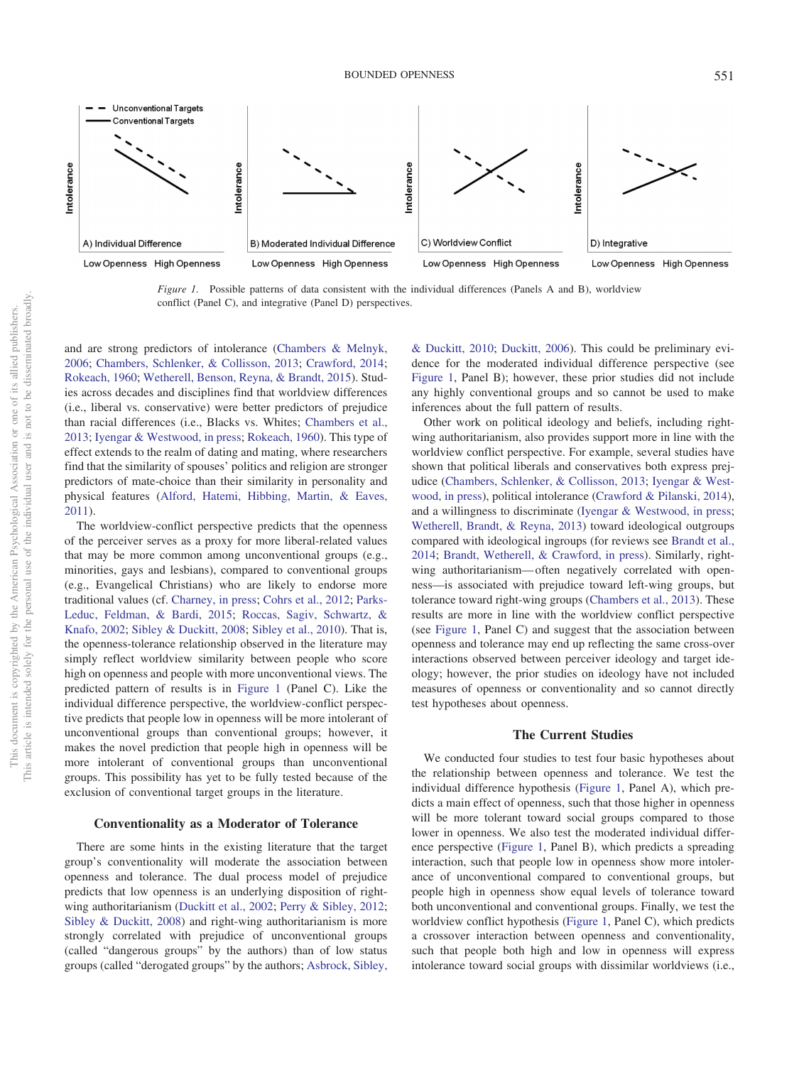Figure 1. Possible patterns of data consistent with the individual differences (Panels A and B), worldview conflict (Panel C), and integrative (Panel D) perspectives.

and are strong predictors of intolerance (Chambers & Melnyk, 2006; Chambers, Schlenker, & Collisson, 2013; Crawford, 2014; Rokeach, 1960; Wetherell, Benson, Reyna, & Brandt, 2015). Studies across decades and disciplines find that worldview differences (i.e., liberal vs. conservative) were better predictors of prejudice than racial differences (i.e., Blacks vs. Whites; Chambers et al., 2013; Iyengar & Westwood, in press; Rokeach, 1960). This type of effect extends to the realm of dating and mating, where researchers find that the similarity of spouses' politics and religion are stronger predictors of mate-choice than their similarity in personality and physical features (Alford, Hatemi, Hibbing, Martin, & Eaves, 2011).

The worldview-conflict perspective predicts that the openness of the perceiver serves as a proxy for more liberal-related values that may be more common among unconventional groups (e.g., minorities, gays and lesbians), compared to conventional groups (e.g., Evangelical Christians) who are likely to endorse more traditional values (cf. Charney, in press; Cohrs et al., 2012; Parks-Leduc, Feldman, & Bardi, 2015; Roccas, Sagiv, Schwartz, & Knafo, 2002; Sibley & Duckitt, 2008; Sibley et al., 2010). That is, the openness-tolerance relationship observed in the literature may simply reflect worldview similarity between people who score high on openness and people with more unconventional views. The predicted pattern of results is in Figure 1 (Panel C). Like the individual difference perspective, the worldview-conflict perspective predicts that people low in openness will be more intolerant of unconventional groups than conventional groups; however, it makes the novel prediction that people high in openness will be more intolerant of conventional groups than unconventional groups. This possibility has yet to be fully tested because of the exclusion of conventional target groups in the literature.

## Conventionality as a Moderator of Tolerance

There are some hints in the existing literature that the target group's conventionality will moderate the association between openness and tolerance. The dual process model of prejudice predicts that low openness is an underlying disposition of right-wing authoritarianism (Duckitt et al., 2002; Perry & Sibley, 2012; Sibley & Duckitt, 2008) and right-wing authoritarianism is more strongly correlated with prejudice of unconventional groups (called "dangerous groups" by the authors) than of low status groups (called "derogated groups" by the authors; Asbrock, Sibley, & Duckitt, 2010; Duckitt, 2006). This could be preliminary evidence for the moderated individual difference perspective (see Figure 1, Panel B); however, these prior studies did not include any highly conventional groups and so cannot be used to make inferences about the full pattern of results.

Other work on political ideology and beliefs, including right-wing authoritarianism, also provides support more in line with the worldview conflict perspective. For example, several studies have shown that political liberals and conservatives both express prejudice (Chambers, Schlenker, & Collisson, 2013; Iyengar & Westwood, in press), political intolerance (Crawford & Pilanski, 2014), and a willingness to discriminate (Iyengar & Westwood, in press; Wetherell, Brandt, & Reyna, 2013) toward ideological outgroups compared with ideological ingroups (for reviews see Brandt et al., 2014; Brandt, Wetherell, & Crawford, in press). Similarly, right-wing authoritarianism—often negatively correlated with openness—is associated with prejudice toward left-wing groups, but tolerance toward right-wing groups (Chambers et al., 2013). These results are more in line with the worldview conflict perspective (see Figure 1, Panel C) and suggest that the association between openness and tolerance may end up reflecting the same cross-over interactions observed between perceiver ideology and target ideology; however, the prior studies on ideology have not included measures of openness or conventionality and so cannot directly test hypotheses about openness.

## The Current Studies

We conducted four studies to test four basic hypotheses about the relationship between openness and tolerance. We test the individual difference hypothesis (Figure 1, Panel A), which predicts a main effect of openness, such that those higher in openness will be more tolerant toward social groups compared to those lower in openness. We also test the moderated individual difference perspective (Figure 1, Panel B), which predicts a spreading interaction, such that people low in openness show more intolerance of unconventional compared to conventional groups, but people high in openness show equal levels of tolerance toward both unconventional and conventional groups. Finally, we test the worldview conflict hypothesis (Figure 1, Panel C), which predicts a crossover interaction between openness and conventionality, such that people both high and low in openness will express intolerance toward social groups with dissimilar worldviews (i.e.,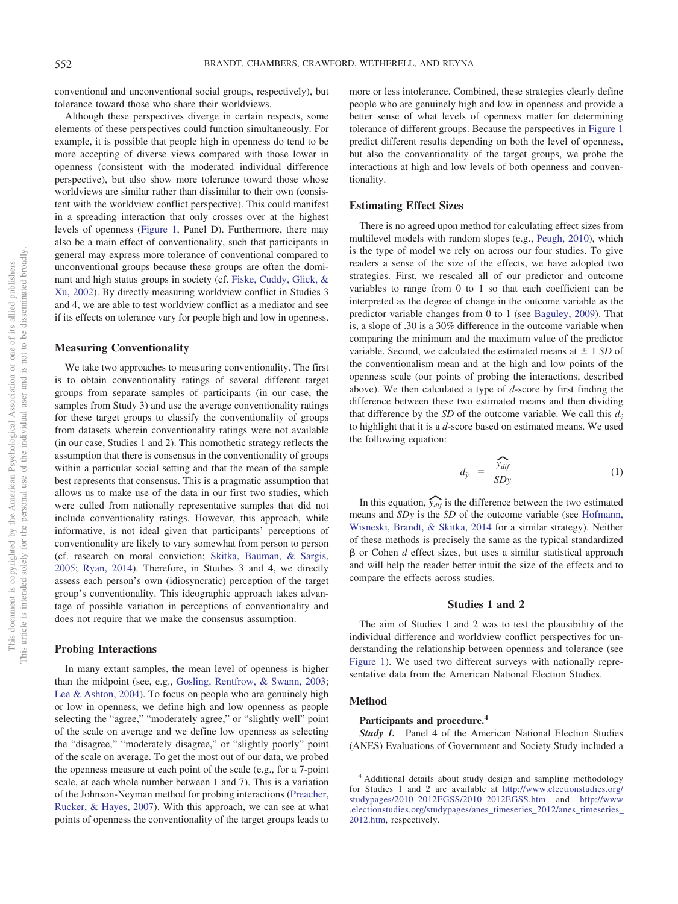conventional and unconventional social groups, respectively), but tolerance toward those who share their worldviews.

Although these perspectives diverge in certain respects, some elements of these perspectives could function simultaneously. For example, it is possible that people high in openness do tend to be more accepting of diverse views compared with those lower in openness (consistent with the moderated individual difference perspective), but also show more tolerance toward those whose worldviews are similar rather than dissimilar to their own (consistent with the worldview conflict perspective). This could manifest in a spreading interaction that only crosses over at the highest levels of openness (Figure 1, Panel D). Furthermore, there may also be a main effect of conventionality, such that participants in general may express more tolerance of conventional compared to unconventional groups because these groups are often the dominant and high status groups in society (cf. Fiske, Cuddy, Glick, & Xu, 2002). By directly measuring worldview conflict in Studies 3 and 4, we are able to test worldview conflict as a mediator and see if its effects on tolerance vary for people high and low in openness.

## Measuring Conventionality

We take two approaches to measuring conventionality. The first is to obtain conventionality ratings of several different target groups from separate samples of participants (in our case, the samples from Study 3) and use the average conventionality ratings for these target groups to classify the conventionality of groups from datasets wherein conventionality ratings were not available (in our case, Studies 1 and 2). This nomothetic strategy reflects the assumption that there is consensus in the conventionality of groups within a particular social setting and that the mean of the sample best represents that consensus. This is a pragmatic assumption that allows us to make use of the data in our first two studies, which were culled from nationally representative samples that did not include conventionality ratings. However, this approach, while informative, is not ideal given that participants' perceptions of conventionality are likely to vary somewhat from person to person (cf. research on moral conviction; Skitka, Bauman, & Sargis, 2005; Ryan, 2014). Therefore, in Studies 3 and 4, we directly assess each person's own (idiosyncratic) perception of the target group's conventionality. This ideographic approach takes advantage of possible variation in perceptions of conventionality and does not require that we make the consensus assumption.

## Probing Interactions

In many extant samples, the mean level of openness is higher than the midpoint (see, e.g., Gosling, Rentfrow, & Swann, 2003; Lee & Ashton, 2004). To focus on people who are genuinely high or low in openness, we define high and low openness as people selecting the "agree," "moderately agree," or "slightly well" point of the scale on average and we define low openness as selecting the "disagree," "moderately disagree," or "slightly poorly" point of the scale on average. To get the most out of our data, we probed the openness measure at each point of the scale (e.g., for a 7-point scale, at each whole number between 1 and 7). This is a variation of the Johnson-Neyman method for probing interactions (Preacher, Rucker, & Hayes, 2007). With this approach, we can see at what points of openness the conventionality of the target groups leads to more or less intolerance. Combined, these strategies clearly define people who are genuinely high and low in openness and provide a better sense of what levels of openness matter for determining tolerance of different groups. Because the perspectives in Figure 1 predict different results depending on both the level of openness, but also the conventionality of the target groups, we probe the interactions at high and low levels of both openness and conventionality.

## Estimating Effect Sizes

There is no agreed upon method for calculating effect sizes from multilevel models with random slopes (e.g., Peugh, 2010), which is the type of model we rely on across our four studies. To give readers a sense of the size of the effects, we have adopted two strategies. First, we rescaled all of our predictor and outcome variables to range from 0 to 1 so that each coefficient can be interpreted as the degree of change in the outcome variable as the predictor variable changes from 0 to 1 (see Baguley, 2009). That is, a slope of .30 is a 30% difference in the outcome variable when comparing the minimum and the maximum value of the predictor variable. Second, we calculated the estimated means at $\pm$ 1 *SD* of the conventionalism mean and at the high and low points of the openness scale (our points of probing the interactions, described above). We then calculated a type of *d*-score by first finding the difference between these two estimated means and then dividing that difference by the *SD* of the outcome variable. We call this $d_{\hat{y}}$ to highlight that it is a *d*-score based on estimated means. We used the following equation:

$$d_{\hat{y}} = \frac{\widehat{y_{dif}}}{SDy} \tag{1}$$

In this equation, $\widehat{y_{dif}}$ is the difference between the two estimated means and $SDy$ is the *SD* of the outcome variable (see Hofmann, Wisneski, Brandt, & Skitka, 2014 for a similar strategy). Neither of these methods is precisely the same as the typical standardized $\beta$ or Cohen *d* effect sizes, but uses a similar statistical approach and will help the reader better intuit the size of the effects and to compare the effects across studies.

## Studies 1 and 2

The aim of Studies 1 and 2 was to test the plausibility of the individual difference and worldview conflict perspectives for understanding the relationship between openness and tolerance (see Figure 1). We used two different surveys with nationally representative data from the American National Election Studies.

## Method

### Participants and procedure.[4]

***Study 1.*** Panel 4 of the American National Election Studies (ANES) Evaluations of Government and Society Study included a

[4] Additional details about study design and sampling methodology for Studies 1 and 2 are available at http://www.electionstudies.org/studypages/2010_2012EGSS/2010_2012EGSS.htm and http://www.electionstudies.org/studypages/anes_timeseries_2012/anes_timeseries_2012.htm, respectively.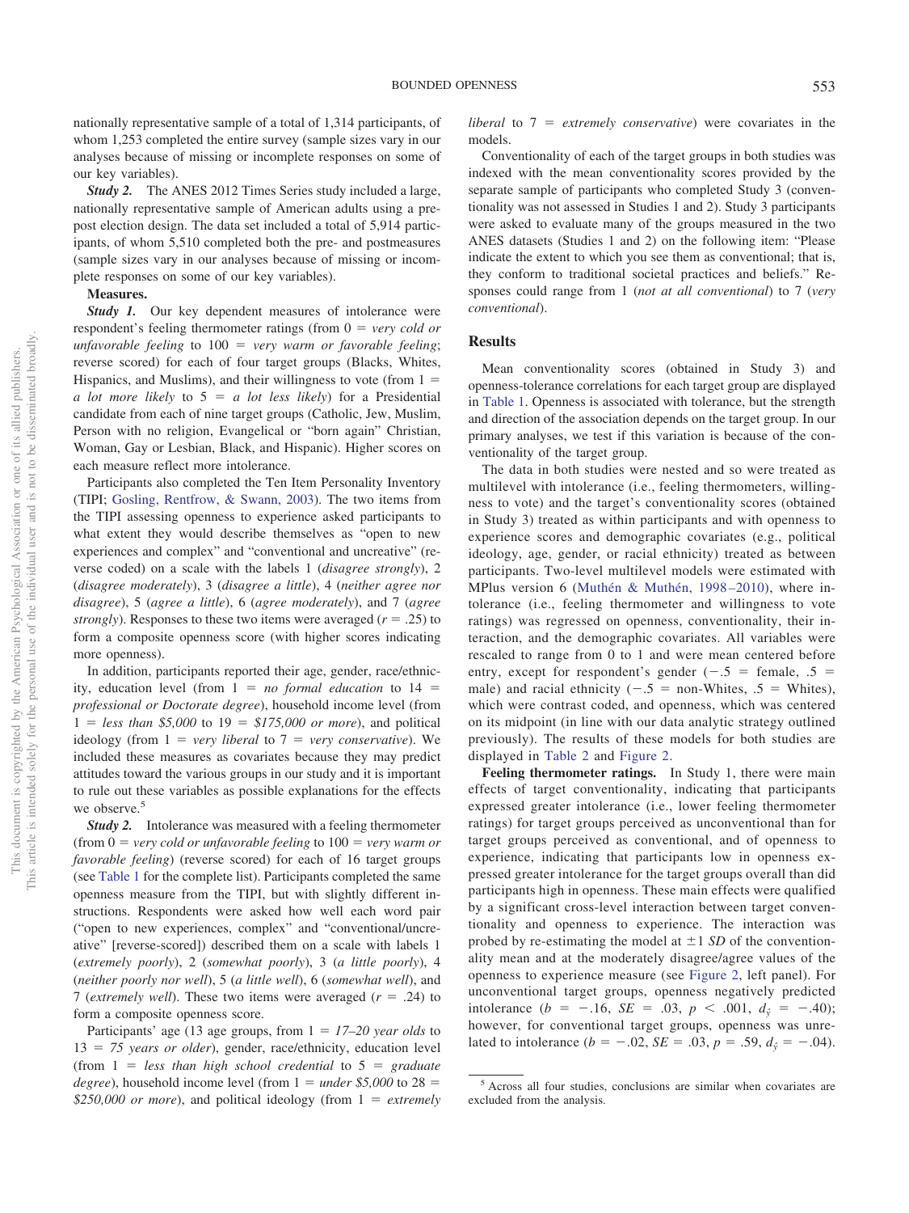nationally representative sample of a total of 1,314 participants, of whom 1,253 completed the entire survey (sample sizes vary in our analyses because of missing or incomplete responses on some of our key variables).

***Study 2.*** The ANES 2012 Times Series study included a large, nationally representative sample of American adults using a pre-post election design. The data set included a total of 5,914 participants, of whom 5,510 completed both the pre- and postmeasures (sample sizes vary in our analyses because of missing or incomplete responses on some of our key variables).

**Measures.**

***Study 1.*** Our key dependent measures of intolerance were respondent's feeling thermometer ratings (from 0 = *very cold or unfavorable feeling* to 100 = *very warm or favorable feeling*; reverse scored) for each of four target groups (Blacks, Whites, Hispanics, and Muslims), and their willingness to vote (from 1 = *a lot more likely* to 5 = *a lot less likely*) for a Presidential candidate from each of nine target groups (Catholic, Jew, Muslim, Person with no religion, Evangelical or "born again" Christian, Woman, Gay or Lesbian, Black, and Hispanic). Higher scores on each measure reflect more intolerance.

Participants also completed the Ten Item Personality Inventory (TIPI; Gosling, Rentfrow, & Swann, 2003). The two items from the TIPI assessing openness to experience asked participants to what extent they would describe themselves as "open to new experiences and complex" and "conventional and uncreative" (reverse coded) on a scale with the labels 1 (*disagree strongly*), 2 (*disagree moderately*), 3 (*disagree a little*), 4 (*neither agree nor disagree*), 5 (*agree a little*), 6 (*agree moderately*), and 7 (*agree strongly*). Responses to these two items were averaged ($r = .25$) to form a composite openness score (with higher scores indicating more openness).

In addition, participants reported their age, gender, race/ethnicity, education level (from 1 = *no formal education* to 14 = *professional or Doctorate degree*), household income level (from 1 = *less than $5,000* to 19 = *$175,000 or more*), and political ideology (from 1 = *very liberal* to 7 = *very conservative*). We included these measures as covariates because they may predict attitudes toward the various groups in our study and it is important to rule out these variables as possible explanations for the effects we observe.[5]

***Study 2.*** Intolerance was measured with a feeling thermometer (from 0 = *very cold or unfavorable feeling* to 100 = *very warm or favorable feeling*) (reverse scored) for each of 16 target groups (see Table 1 for the complete list). Participants completed the same openness measure from the TIPI, but with slightly different instructions. Respondents were asked how well each word pair ("open to new experiences, complex" and "conventional/uncreative" [reverse-scored]) described them on a scale with labels 1 (*extremely poorly*), 2 (*somewhat poorly*), 3 (*a little poorly*), 4 (*neither poorly nor well*), 5 (*a little well*), 6 (*somewhat well*), and 7 (*extremely well*). These two items were averaged ($r = .24$) to form a composite openness score.

Participants' age (13 age groups, from 1 = *17–20 year olds* to 13 = *75 years or older*), gender, race/ethnicity, education level (from 1 = *less than high school credential* to 5 = *graduate degree*), household income level (from 1 = *under $5,000* to 28 = *$250,000 or more*), and political ideology (from 1 = *extremely liberal* to 7 = *extremely conservative*) were covariates in the models.

Conventionality of each of the target groups in both studies was indexed with the mean conventionality scores provided by the separate sample of participants who completed Study 3 (conventionality was not assessed in Studies 1 and 2). Study 3 participants were asked to evaluate many of the groups measured in the two ANES datasets (Studies 1 and 2) on the following item: "Please indicate the extent to which you see them as conventional; that is, they conform to traditional societal practices and beliefs." Responses could range from 1 (*not at all conventional*) to 7 (*very conventional*).

## Results

Mean conventionality scores (obtained in Study 3) and openness-tolerance correlations for each target group are displayed in Table 1. Openness is associated with tolerance, but the strength and direction of the association depends on the target group. In our primary analyses, we test if this variation is because of the conventionality of the target group.

The data in both studies were nested and so were treated as multilevel with intolerance (i.e., feeling thermometers, willingness to vote), and the target's conventionality scores (obtained in Study 3) treated as within participants and with openness to experience scores and demographic covariates (e.g., political ideology, age, gender, or racial ethnicity) treated as between participants. Two-level multilevel models were estimated with MPlus version 6 (Muthén & Muthén, 1998–2010), where intolerance (i.e., feeling thermometer and willingness to vote ratings) was regressed on openness, conventionality, their interaction, and the demographic covariates. All variables were rescaled to range from 0 to 1 and were mean centered before entry, except for respondent's gender ($-.5$ = female, $.5$ = male) and racial ethnicity ($-.5$ = non-Whites, $.5$ = Whites), which were contrast coded, and openness, which was centered on its midpoint (in line with our data analytic strategy outlined previously). The results of these models for both studies are displayed in Table 2 and Figure 2.

**Feeling thermometer ratings.** In Study 1, there were main effects of target conventionality, indicating that participants expressed greater intolerance (i.e., lower feeling thermometer ratings) for target groups perceived as unconventional than for target groups perceived as conventional, and of openness to experience, indicating that participants low in openness expressed greater intolerance for the target groups overall than did participants high in openness. These main effects were qualified by a significant cross-level interaction between target conventionality and openness to experience. The interaction was probed by re-estimating the model at $\pm 1$ *SD* of the conventionality mean and at the moderately disagree/agree values of the openness to experience measure (see Figure 2, left panel). For unconventional target groups, openness negatively predicted intolerance ($b = -.16$, $SE = .03$, $p < .001$, $d_{\hat{y}} = -.40$); however, for conventional target groups, openness was unrelated to intolerance ($b = -.02$, $SE = .03$, $p = .59$, $d_{\hat{y}} = -.04$).

[5] Across all four studies, conclusions are similar when covariates are excluded from the analysis.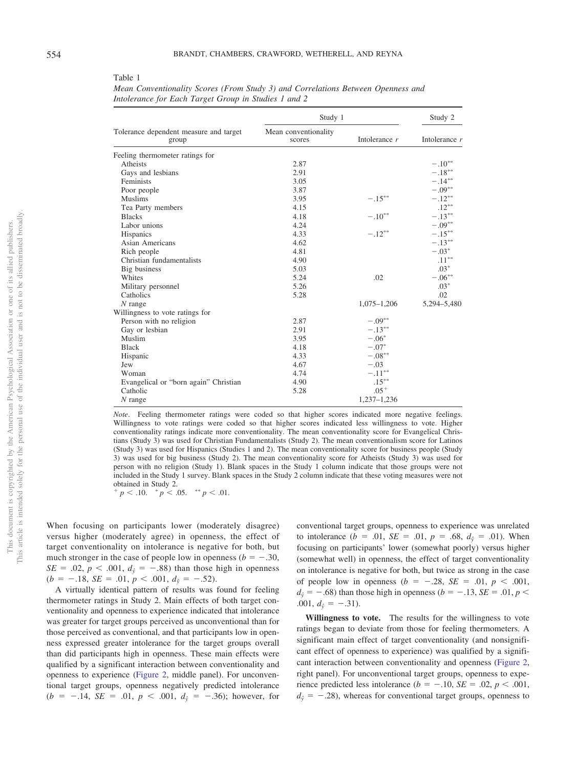Table 1

*Mean Conventionality Scores (From Study 3) and Correlations Between Openness and Intolerance for Each Target Group in Studies 1 and 2*

| Tolerance dependent measure and target group | Study 1 | | Study 2 |
|---|---|---|---|
| | Mean conventionality scores | Intolerance *r* | Intolerance *r* |
| Feeling thermometer ratings for | | | |
| Atheists | 2.87 | | $-.10^{**}$ |
| Gays and lesbians | 2.91 | | $-.18^{**}$ |
| Feminists | 3.05 | | $-.14^{**}$ |
| Poor people | 3.87 | | $-.09^{**}$ |
| Muslims | 3.95 | $-.15^{**}$ | $-.12^{**}$ |
| Tea Party members | 4.15 | | $.12^{**}$ |
| Blacks | 4.18 | $-.10^{**}$ | $-.13^{**}$ |
| Labor unions | 4.24 | | $-.09^{**}$ |
| Hispanics | 4.33 | $-.12^{**}$ | $-.15^{**}$ |
| Asian Americans | 4.62 | | $-.13^{**}$ |
| Rich people | 4.81 | | $-.03^{*}$ |
| Christian fundamentalists | 4.90 | | $.11^{**}$ |
| Big business | 5.03 | | $.03^{*}$ |
| Whites | 5.24 | .02 | $-.06^{**}$ |
| Military personnel | 5.26 | | $.03^{*}$ |
| Catholics | 5.28 | | .02 |
| *N* range | | 1,075–1,206 | 5,294–5,480 |
| Willingness to vote ratings for | | | |
| Person with no religion | 2.87 | $-.09^{**}$ | |
| Gay or lesbian | 2.91 | $-.13^{**}$ | |
| Muslim | 3.95 | $-.06^{*}$ | |
| Black | 4.18 | $-.07^{*}$ | |
| Hispanic | 4.33 | $-.08^{**}$ | |
| Jew | 4.67 | $-.03$ | |
| Woman | 4.74 | $-.11^{**}$ | |
| Evangelical or "born again" Christian | 4.90 | $.15^{**}$ | |
| Catholic | 5.28 | $.05^{+}$ | |
| *N* range | | 1,237–1,236 | |

*Note*. Feeling thermometer ratings were coded so that higher scores indicated more negative feelings. Willingness to vote ratings were coded so that higher scores indicated less willingness to vote. Higher conventionality ratings indicate more conventionality. The mean conventionality score for Evangelical Christians (Study 3) was used for Christian Fundamentalists (Study 2). The mean conventionalism score for Latinos (Study 3) was used for Hispanics (Studies 1 and 2). The mean conventionality score for business people (Study 3) was used for big business (Study 2). The mean conventionality score for Atheists (Study 3) was used for person with no religion (Study 1). Blank spaces in the Study 1 column indicate that those groups were not included in the Study 1 survey. Blank spaces in the Study 2 column indicate that these voting measures were not obtained in Study 2.

$^{+}$ $p < .10$. $^{*}$ $p < .05$. $^{**}$ $p < .01$.

When focusing on participants lower (moderately disagree) versus higher (moderately agree) in openness, the effect of target conventionality on intolerance is negative for both, but much stronger in the case of people low in openness ($b = -.30$, $SE = .02$, $p < .001$, $d_{\hat{y}} = -.88$) than those high in openness ($b = -.18$, $SE = .01$, $p < .001$, $d_{\hat{y}} = -.52$).

A virtually identical pattern of results was found for feeling thermometer ratings in Study 2. Main effects of both target conventionality and openness to experience indicated that intolerance was greater for target groups perceived as unconventional than for those perceived as conventional, and that participants low in openness expressed greater intolerance for the target groups overall than did participants high in openness. These main effects were qualified by a significant interaction between conventionality and openness to experience (Figure 2, middle panel). For unconventional target groups, openness negatively predicted intolerance ($b = -.14$, $SE = .01$, $p < .001$, $d_{\hat{y}} = -.36$); however, for conventional target groups, openness to experience was unrelated to intolerance ($b = .01$, $SE = .01$, $p = .68$, $d_{\hat{y}} = .01$). When focusing on participants' lower (somewhat poorly) versus higher (somewhat well) in openness, the effect of target conventionality on intolerance is negative for both, but twice as strong in the case of people low in openness ($b = -.28$, $SE = .01$, $p < .001$, $d_{\hat{y}} = -.68$) than those high in openness ($b = -.13$, $SE = .01$, $p < .001$, $d_{\hat{y}} = -.31$).

**Willingness to vote.** The results for the willingness to vote ratings began to deviate from those for feeling thermometers. A significant main effect of target conventionality (and nonsignificant effect of openness to experience) was qualified by a significant interaction between conventionality and openness (Figure 2, right panel). For unconventional target groups, openness to experience predicted less intolerance ($b = -.10$, $SE = .02$, $p < .001$, $d_{\hat{y}} = -.28$), whereas for conventional target groups, openness to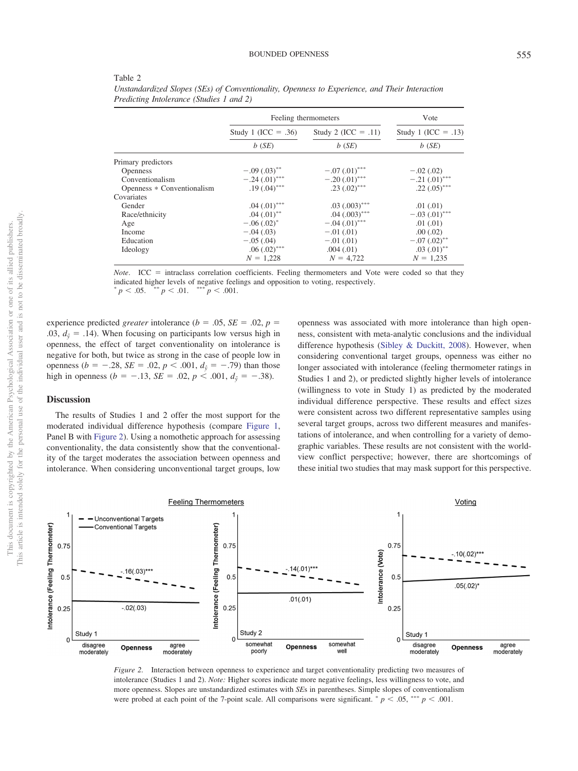Table 2

*Unstandardized Slopes (SEs) of Conventionality, Openness to Experience, and Their Interaction Predicting Intolerance (Studies 1 and 2)*

| | Feeling thermometers | | Vote |
|---|---|---|---|
| | Study 1 (ICC = .36) | Study 2 (ICC = .11) | Study 1 (ICC = .13) |
| | *b* (*SE*) | *b* (*SE*) | *b* (*SE*) |
| Primary predictors | | | |
| Openness | −.09 (.03)** | −.07 (.01)*** | −.02 (.02) |
| Conventionalism | −.24 (.01)*** | −.20 (.01)*** | −.21 (.01)*** |
| Openness * Conventionalism | .19 (.04)*** | .23 (.02)*** | .22 (.05)*** |
| Covariates | | | |
| Gender | .04 (.01)*** | .03 (.003)*** | .01 (.01) |
| Race/ethnicity | .04 (.01)** | .04 (.003)*** | −.03 (.01)*** |
| Age | −.06 (.02)* | −.04 (.01)*** | .01 (.01) |
| Income | −.04 (.03) | −.01 (.01) | .00 (.02) |
| Education | −.05 (.04) | −.01 (.01) | −.07 (.02)** |
| Ideology | .06 (.02)*** | .004 (.01) | .03 (.01)** |
| | *N* = 1,228 | *N* = 4,722 | *N* = 1,235 |

*Note*. ICC = intraclass correlation coefficients. Feeling thermometers and Vote were coded so that they indicated higher levels of negative feelings and opposition to voting, respectively.
* $p < .05$. ** $p < .01$. *** $p < .001$.

experience predicted *greater* intolerance ($b = .05$, $SE = .02$, $p = .03$, $d_{\hat{y}} = .14$). When focusing on participants low versus high in openness, the effect of target conventionality on intolerance is negative for both, but twice as strong in the case of people low in openness ($b = -.28$, $SE = .02$, $p < .001$, $d_{\hat{y}} = -.79$) than those high in openness ($b = -.13$, $SE = .02$, $p < .001$, $d_{\hat{y}} = -.38$).

## Discussion

The results of Studies 1 and 2 offer the most support for the moderated individual difference hypothesis (compare Figure 1, Panel B with Figure 2). Using a nomothetic approach for assessing conventionality, the data consistently show that the conventionality of the target moderates the association between openness and intolerance. When considering unconventional target groups, low openness was associated with more intolerance than high openness, consistent with meta-analytic conclusions and the individual difference hypothesis (Sibley & Duckitt, 2008). However, when considering conventional target groups, openness was either no longer associated with intolerance (feeling thermometer ratings in Studies 1 and 2), or predicted slightly higher levels of intolerance (willingness to vote in Study 1) as predicted by the moderated individual difference perspective. These results and effect sizes were consistent across two different representative samples using several target groups, across two different measures and manifestations of intolerance, and when controlling for a variety of demographic variables. These results are not consistent with the worldview conflict perspective; however, there are shortcomings of these initial two studies that may mask support for this perspective.

*Figure 2*. Interaction between openness to experience and target conventionality predicting two measures of intolerance (Studies 1 and 2). *Note:* Higher scores indicate more negative feelings, less willingness to vote, and more openness. Slopes are unstandardized estimates with *SE*s in parentheses. Simple slopes of conventionalism were probed at each point of the 7-point scale. All comparisons were significant. * $p < .05$, *** $p < .001$.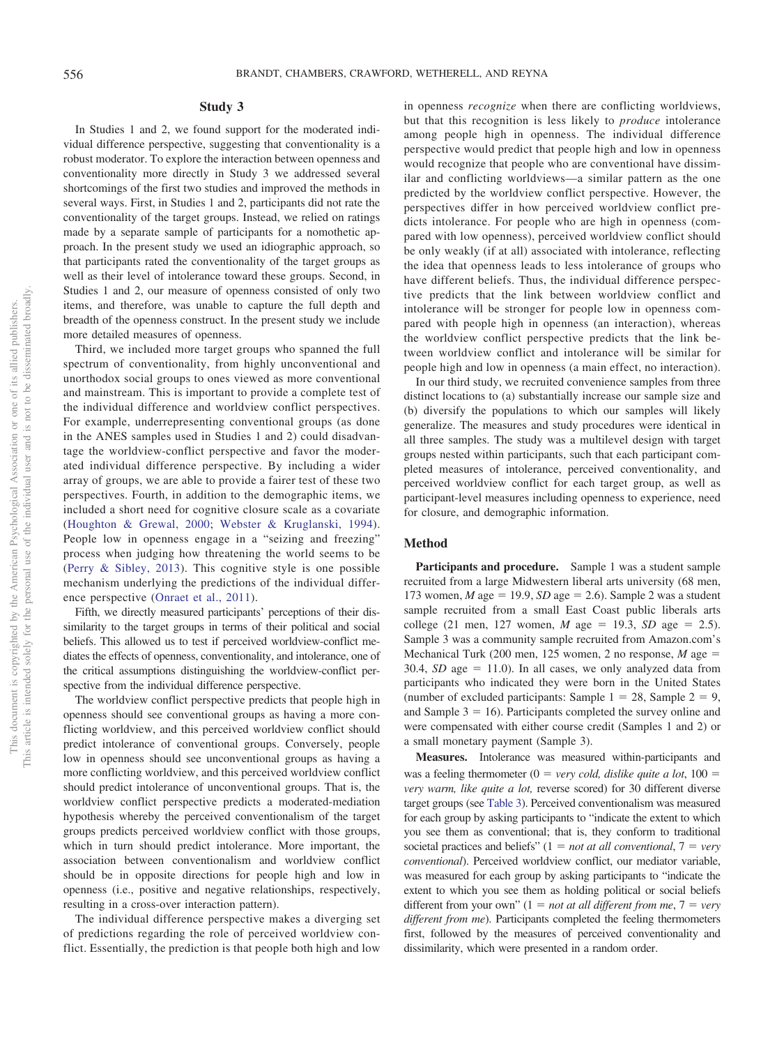## Study 3

In Studies 1 and 2, we found support for the moderated individual difference perspective, suggesting that conventionality is a robust moderator. To explore the interaction between openness and conventionality more directly in Study 3 we addressed several shortcomings of the first two studies and improved the methods in several ways. First, in Studies 1 and 2, participants did not rate the conventionality of the target groups. Instead, we relied on ratings made by a separate sample of participants for a nomothetic approach. In the present study we used an idiographic approach, so that participants rated the conventionality of the target groups as well as their level of intolerance toward these groups. Second, in Studies 1 and 2, our measure of openness consisted of only two items, and therefore, was unable to capture the full depth and breadth of the openness construct. In the present study we include more detailed measures of openness.

Third, we included more target groups who spanned the full spectrum of conventionality, from highly unconventional and unorthodox social groups to ones viewed as more conventional and mainstream. This is important to provide a complete test of the individual difference and worldview conflict perspectives. For example, underrepresenting conventional groups (as done in the ANES samples used in Studies 1 and 2) could disadvantage the worldview-conflict perspective and favor the moderated individual difference perspective. By including a wider array of groups, we are able to provide a fairer test of these two perspectives. Fourth, in addition to the demographic items, we included a short need for cognitive closure scale as a covariate (Houghton & Grewal, 2000; Webster & Kruglanski, 1994). People low in openness engage in a "seizing and freezing" process when judging how threatening the world seems to be (Perry & Sibley, 2013). This cognitive style is one possible mechanism underlying the predictions of the individual difference perspective (Onraet et al., 2011).

Fifth, we directly measured participants' perceptions of their dissimilarity to the target groups in terms of their political and social beliefs. This allowed us to test if perceived worldview-conflict mediates the effects of openness, conventionality, and intolerance, one of the critical assumptions distinguishing the worldview-conflict perspective from the individual difference perspective.

The worldview conflict perspective predicts that people high in openness should see conventional groups as having a more conflicting worldview, and this perceived worldview conflict should predict intolerance of conventional groups. Conversely, people low in openness should see unconventional groups as having a more conflicting worldview, and this perceived worldview conflict should predict intolerance of unconventional groups. That is, the worldview conflict perspective predicts a moderated-mediation hypothesis whereby the perceived conventionalism of the target groups predicts perceived worldview conflict with those groups, which in turn should predict intolerance. More important, the association between conventionalism and worldview conflict should be in opposite directions for people high and low in openness (i.e., positive and negative relationships, respectively, resulting in a cross-over interaction pattern).

The individual difference perspective makes a diverging set of predictions regarding the role of perceived worldview conflict. Essentially, the prediction is that people both high and low in openness *recognize* when there are conflicting worldviews, but that this recognition is less likely to *produce* intolerance among people high in openness. The individual difference perspective would predict that people high and low in openness would recognize that people who are conventional have dissimilar and conflicting worldviews—a similar pattern as the one predicted by the worldview conflict perspective. However, the perspectives differ in how perceived worldview conflict predicts intolerance. For people who are high in openness (compared with low openness), perceived worldview conflict should be only weakly (if at all) associated with intolerance, reflecting the idea that openness leads to less intolerance of groups who have different beliefs. Thus, the individual difference perspective predicts that the link between worldview conflict and intolerance will be stronger for people low in openness compared with people high in openness (an interaction), whereas the worldview conflict perspective predicts that the link between worldview conflict and intolerance will be similar for people high and low in openness (a main effect, no interaction).

In our third study, we recruited convenience samples from three distinct locations to (a) substantially increase our sample size and (b) diversify the populations to which our samples will likely generalize. The measures and study procedures were identical in all three samples. The study was a multilevel design with target groups nested within participants, such that each participant completed measures of intolerance, perceived conventionality, and perceived worldview conflict for each target group, as well as participant-level measures including openness to experience, need for closure, and demographic information.

### Method

**Participants and procedure.** Sample 1 was a student sample recruited from a large Midwestern liberal arts university (68 men, 173 women, *M* age = 19.9, *SD* age = 2.6). Sample 2 was a student sample recruited from a small East Coast public liberals arts college (21 men, 127 women, *M* age = 19.3, *SD* age = 2.5). Sample 3 was a community sample recruited from Amazon.com's Mechanical Turk (200 men, 125 women, 2 no response, *M* age = 30.4, *SD* age = 11.0). In all cases, we only analyzed data from participants who indicated they were born in the United States (number of excluded participants: Sample 1 = 28, Sample 2 = 9, and Sample 3 = 16). Participants completed the survey online and were compensated with either course credit (Samples 1 and 2) or a small monetary payment (Sample 3).

**Measures.** Intolerance was measured within-participants and was a feeling thermometer (0 = *very cold, dislike quite a lot*, 100 = *very warm, like quite a lot,* reverse scored) for 30 different diverse target groups (see Table 3). Perceived conventionalism was measured for each group by asking participants to "indicate the extent to which you see them as conventional; that is, they conform to traditional societal practices and beliefs" (1 = *not at all conventional*, 7 = *very conventional*). Perceived worldview conflict, our mediator variable, was measured for each group by asking participants to "indicate the extent to which you see them as holding political or social beliefs different from your own" (1 = *not at all different from me*, 7 = *very different from me*). Participants completed the feeling thermometers first, followed by the measures of perceived conventionality and dissimilarity, which were presented in a random order.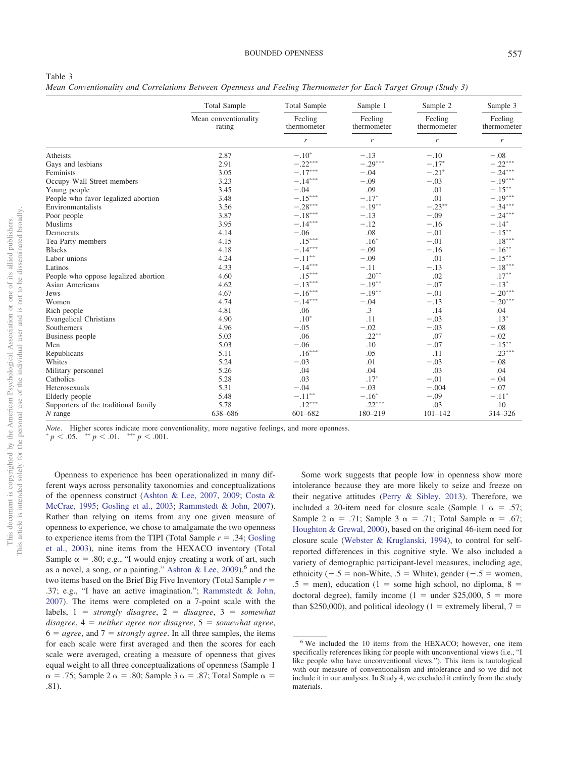Table 3
*Mean Conventionality and Correlations Between Openness and Feeling Thermometer for Each Target Group (Study 3)*

| | Total Sample | Total Sample | Sample 1 | Sample 2 | Sample 3 |
|---|---|---|---|---|---|
| | Mean conventionality rating | Feeling thermometer | Feeling thermometer | Feeling thermometer | Feeling thermometer |
| | | $r$ | $r$ | $r$ | $r$ |
| Atheists | 2.87 | −.10* | −.13 | −.10 | −.08 |
| Gays and lesbians | 2.91 | −.22*** | −.29*** | −.17* | −.22*** |
| Feminists | 3.05 | −.17*** | −.04 | −.21* | −.24*** |
| Occupy Wall Street members | 3.23 | −.14*** | −.09 | −.03 | −.19*** |
| Young people | 3.45 | −.04 | .09 | .01 | −.15** |
| People who favor legalized abortion | 3.48 | −.15*** | −.17* | .01 | −.19*** |
| Environmentalists | 3.56 | −.28*** | −.19** | −.23** | −.34*** |
| Poor people | 3.87 | −.18*** | −.13 | −.09 | −.24*** |
| Muslims | 3.95 | −.14*** | −.12 | −.16 | −.14* |
| Democrats | 4.14 | −.06 | .08 | −.01 | −.15** |
| Tea Party members | 4.15 | .15*** | .16* | −.01 | .18*** |
| Blacks | 4.18 | −.14*** | −.09 | −.16 | −.16** |
| Labor unions | 4.24 | −.11** | −.09 | .01 | −.15** |
| Latinos | 4.33 | −.14*** | −.11 | −.13 | −.18*** |
| People who oppose legalized abortion | 4.60 | .15*** | .20** | .02 | .17** |
| Asian Americans | 4.62 | −.13*** | −.19** | −.07 | −.13* |
| Jews | 4.67 | −.16*** | −.19** | −.01 | −.20*** |
| Women | 4.74 | −.14*** | −.04 | −.13 | −.20*** |
| Rich people | 4.81 | .06 | .3 | .14 | .04 |
| Evangelical Christians | 4.90 | .10* | .11 | −.03 | .13* |
| Southerners | 4.96 | −.05 | −.02 | −.03 | −.08 |
| Business people | 5.03 | .06 | .22** | .07 | −.02 |
| Men | 5.03 | −.06 | .10 | −.07 | −.15** |
| Republicans | 5.11 | .16*** | .05 | .11 | .23*** |
| Whites | 5.24 | −.03 | .01 | −.03 | −.08 |
| Military personnel | 5.26 | .04 | .04 | .03 | .04 |
| Catholics | 5.28 | .03 | .17* | −.01 | −.04 |
| Heterosexuals | 5.31 | −.04 | −.03 | −.004 | −.07 |
| Elderly people | 5.48 | −.11** | −.16* | −.09 | −.11* |
| Supporters of the traditional family | 5.78 | .12*** | .22*** | .03 | .10 |
| $N$ range | 638–686 | 601–682 | 180–219 | 101–142 | 314–326 |

*Note*. Higher scores indicate more conventionality, more negative feelings, and more openness.
* $p < .05$. ** $p < .01$. *** $p < .001$.

Openness to experience has been operationalized in many different ways across personality taxonomies and conceptualizations of the openness construct (Ashton & Lee, 2007, 2009; Costa & McCrae, 1995; Gosling et al., 2003; Rammstedt & John, 2007). Rather than relying on items from any one given measure of openness to experience, we chose to amalgamate the two openness to experience items from the TIPI (Total Sample $r$ = .34; Gosling et al., 2003), nine items from the HEXACO inventory (Total Sample α = .80; e.g., "I would enjoy creating a work of art, such as a novel, a song, or a painting." Ashton & Lee, 2009),[6] and the two items based on the Brief Big Five Inventory (Total Sample $r$ = .37; e.g., "I have an active imagination."; Rammstedt & John, 2007). The items were completed on a 7-point scale with the labels, 1 = *strongly disagree*, 2 = *disagree*, 3 = *somewhat disagree*, 4 = *neither agree nor disagree*, 5 = *somewhat agree*, 6 = *agree*, and 7 = *strongly agree*. In all three samples, the items for each scale were first averaged and then the scores for each scale were averaged, creating a measure of openness that gives equal weight to all three conceptualizations of openness (Sample 1 α = .75; Sample 2 α = .80; Sample 3 α = .87; Total Sample α = .81).

Some work suggests that people low in openness show more intolerance because they are more likely to seize and freeze on their negative attitudes (Perry & Sibley, 2013). Therefore, we included a 20-item need for closure scale (Sample 1 α = .57; Sample 2 α = .71; Sample 3 α = .71; Total Sample α = .67; Houghton & Grewal, 2000), based on the original 46-item need for closure scale (Webster & Kruglanski, 1994), to control for self-reported differences in this cognitive style. We also included a variety of demographic participant-level measures, including age, ethnicity (−.5 = non-White, .5 = White), gender (−.5 = women, .5 = men), education (1 = some high school, no diploma, 8 = doctoral degree), family income (1 = under $25,000, 5 = more than $250,000), and political ideology (1 = extremely liberal, 7 =

[6] We included the 10 items from the HEXACO; however, one item specifically references liking for people with unconventional views (i.e., "I like people who have unconventional views."). This item is tautological with our measure of conventionalism and intolerance and so we did not include it in our analyses. In Study 4, we excluded it entirely from the study materials.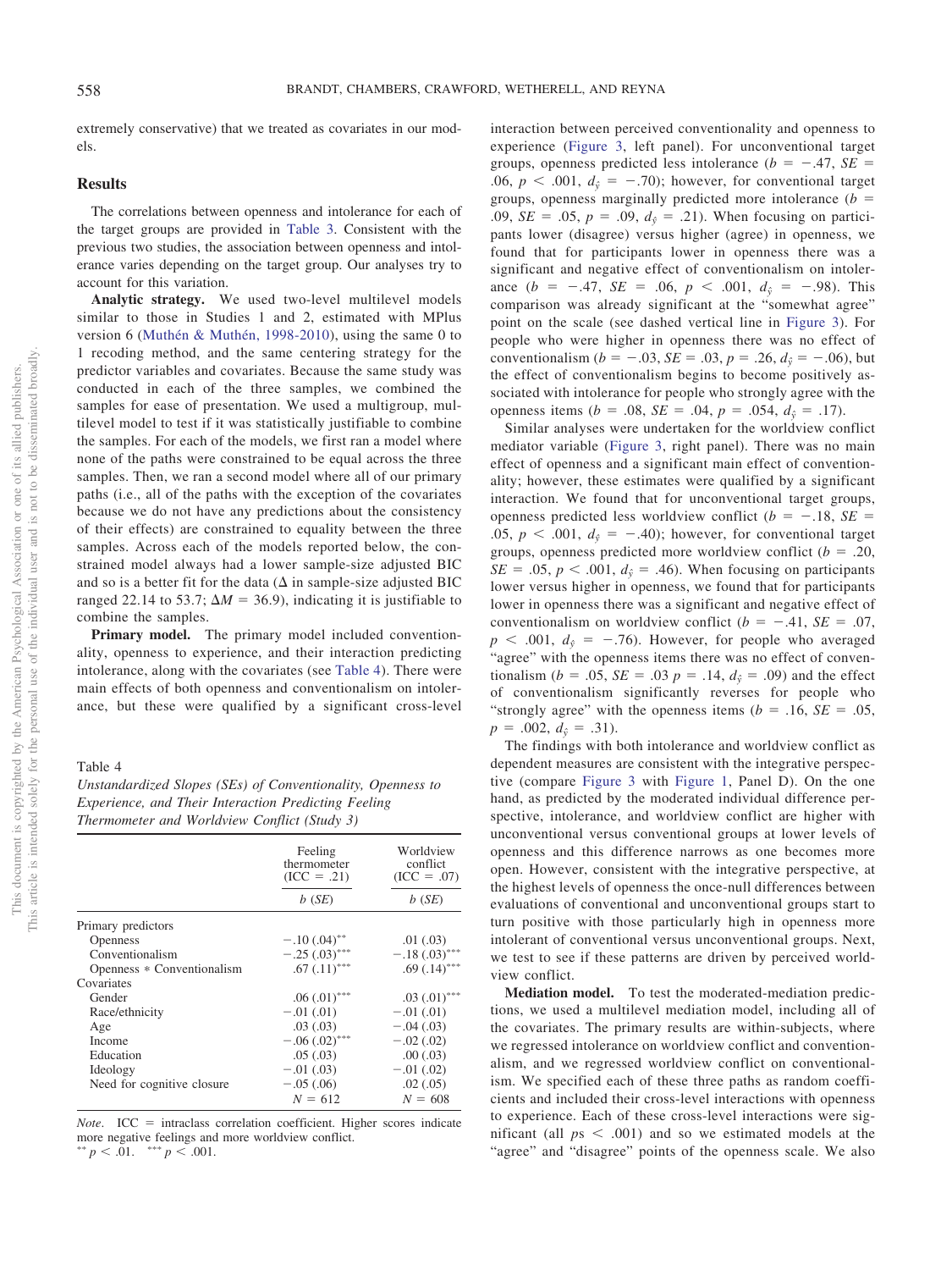extremely conservative) that we treated as covariates in our models.

## Results

The correlations between openness and intolerance for each of the target groups are provided in Table 3. Consistent with the previous two studies, the association between openness and intolerance varies depending on the target group. Our analyses try to account for this variation.

**Analytic strategy.** We used two-level multilevel models similar to those in Studies 1 and 2, estimated with MPlus version 6 (Muthén & Muthén, 1998-2010), using the same 0 to 1 recoding method, and the same centering strategy for the predictor variables and covariates. Because the same study was conducted in each of the three samples, we combined the samples for ease of presentation. We used a multigroup, multilevel model to test if it was statistically justifiable to combine the samples. For each of the models, we first ran a model where none of the paths were constrained to be equal across the three samples. Then, we ran a second model where all of our primary paths (i.e., all of the paths with the exception of the covariates because we do not have any predictions about the consistency of their effects) are constrained to equality between the three samples. Across each of the models reported below, the constrained model always had a lower sample-size adjusted BIC and so is a better fit for the data (Δ in sample-size adjusted BIC ranged 22.14 to 53.7; $\Delta M = 36.9$), indicating it is justifiable to combine the samples.

**Primary model.** The primary model included conventionality, openness to experience, and their interaction predicting intolerance, along with the covariates (see Table 4). There were main effects of both openness and conventionalism on intolerance, but these were qualified by a significant cross-level interaction between perceived conventionality and openness to experience (Figure 3, left panel). For unconventional target groups, openness predicted less intolerance ($b = -.47$, $SE = .06$, $p < .001$, $d_{\hat{y}} = -.70$); however, for conventional target groups, openness marginally predicted more intolerance ($b = .09$, $SE = .05$, $p = .09$, $d_{\hat{y}} = .21$). When focusing on participants lower (disagree) versus higher (agree) in openness, we found that for participants lower in openness there was a significant and negative effect of conventionalism on intolerance ($b = -.47$, $SE = .06$, $p < .001$, $d_{\hat{y}} = -.98$). This comparison was already significant at the "somewhat agree" point on the scale (see dashed vertical line in Figure 3). For people who were higher in openness there was no effect of conventionalism ($b = -.03$, $SE = .03$, $p = .26$, $d_{\hat{y}} = -.06$), but the effect of conventionalism begins to become positively associated with intolerance for people who strongly agree with the openness items ($b = .08$, $SE = .04$, $p = .054$, $d_{\hat{y}} = .17$).

Similar analyses were undertaken for the worldview conflict mediator variable (Figure 3, right panel). There was no main effect of openness and a significant main effect of conventionality; however, these estimates were qualified by a significant interaction. We found that for unconventional target groups, openness predicted less worldview conflict ($b = -.18$, $SE = .05$, $p < .001$, $d_{\hat{y}} = -.40$); however, for conventional target groups, openness predicted more worldview conflict ($b = .20$, $SE = .05$, $p < .001$, $d_{\hat{y}} = .46$). When focusing on participants lower versus higher in openness, we found that for participants lower in openness there was a significant and negative effect of conventionalism on worldview conflict ($b = -.41$, $SE = .07$, $p < .001$, $d_{\hat{y}} = -.76$). However, for people who averaged "agree" with the openness items there was no effect of conventionalism ($b = .05$, $SE = .03$ $p = .14$, $d_{\hat{y}} = .09$) and the effect of conventionalism significantly reverses for people who "strongly agree" with the openness items ($b = .16$, $SE = .05$, $p = .002$, $d_{\hat{y}} = .31$).

The findings with both intolerance and worldview conflict as dependent measures are consistent with the integrative perspective (compare Figure 3 with Figure 1, Panel D). On the one hand, as predicted by the moderated individual difference perspective, intolerance, and worldview conflict are higher with unconventional versus conventional groups at lower levels of openness and this difference narrows as one becomes more open. However, consistent with the integrative perspective, at the highest levels of openness the once-null differences between evaluations of conventional and unconventional groups start to turn positive with those particularly high in openness more intolerant of conventional versus unconventional groups. Next, we test to see if these patterns are driven by perceived worldview conflict.

**Mediation model.** To test the moderated-mediation predictions, we used a multilevel mediation model, including all of the covariates. The primary results are within-subjects, where we regressed intolerance on worldview conflict and conventionalism, and we regressed worldview conflict on conventionalism. We specified each of these three paths as random coefficients and included their cross-level interactions with openness to experience. Each of these cross-level interactions were significant (all $ps < .001$) and so we estimated models at the "agree" and "disagree" points of the openness scale. We also

Table 4
*Unstandardized Slopes (SEs) of Conventionality, Openness to Experience, and Their Interaction Predicting Feeling Thermometer and Worldview Conflict (Study 3)*

| | Feeling thermometer (ICC = .21) | Worldview conflict (ICC = .07) |
|---|---|---|
| | $b$ ($SE$) | $b$ ($SE$) |
| Primary predictors | | |
| Openness | −.10 (.04)** | .01 (.03) |
| Conventionalism | −.25 (.03)*** | −.18 (.03)*** |
| Openness * Conventionalism | .67 (.11)*** | .69 (.14)*** |
| Covariates | | |
| Gender | .06 (.01)*** | .03 (.01)*** |
| Race/ethnicity | −.01 (.01) | −.01 (.01) |
| Age | .03 (.03) | −.04 (.03) |
| Income | −.06 (.02)*** | −.02 (.02) |
| Education | .05 (.03) | .00 (.03) |
| Ideology | −.01 (.03) | −.01 (.02) |
| Need for cognitive closure | −.05 (.06) | .02 (.05) |
| | $N = 612$ | $N = 608$ |

*Note*. ICC = intraclass correlation coefficient. Higher scores indicate more negative feelings and more worldview conflict.
** $p < .01$. *** $p < .001$.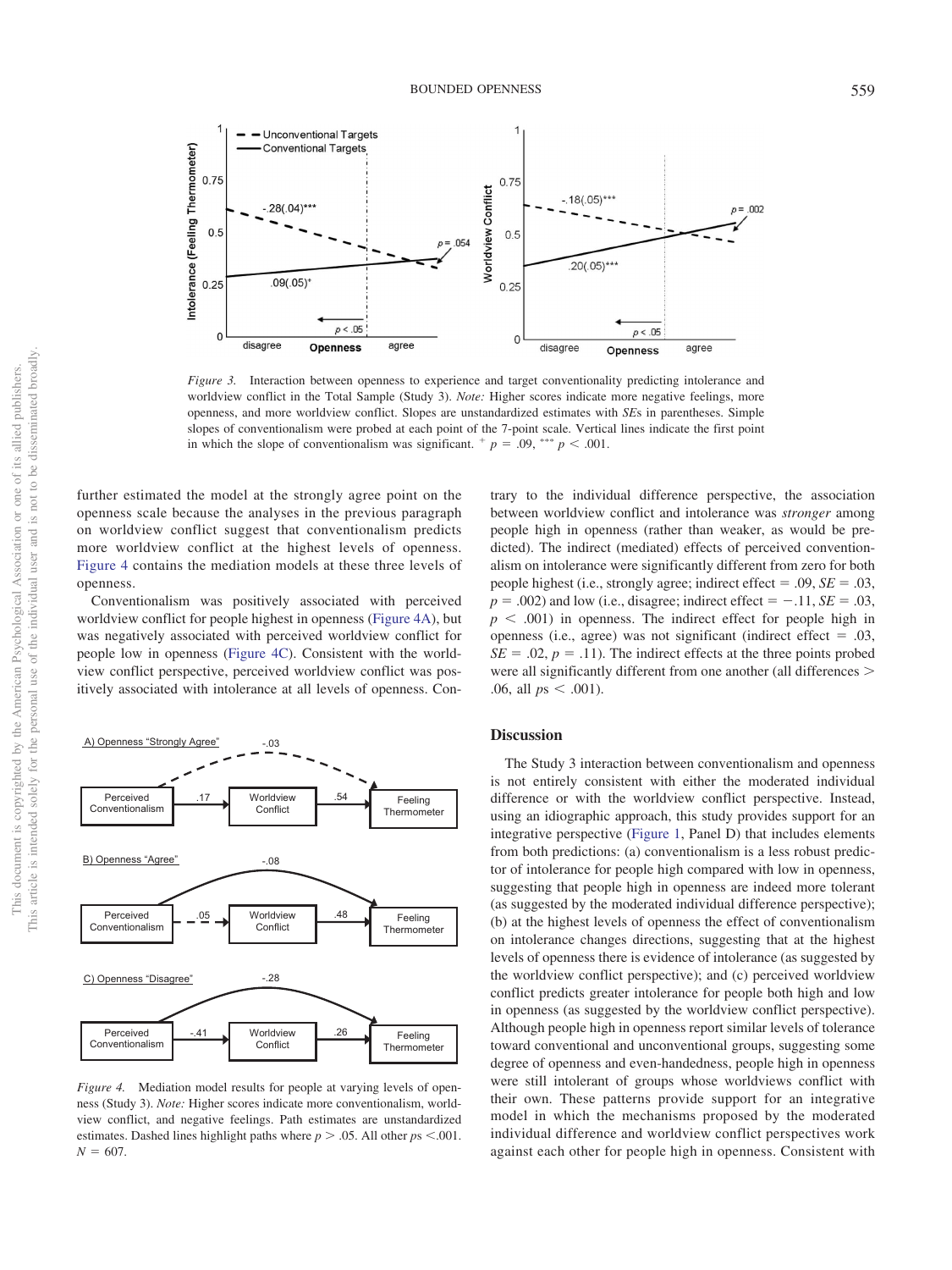*Figure 3.* Interaction between openness to experience and target conventionality predicting intolerance and worldview conflict in the Total Sample (Study 3). *Note:* Higher scores indicate more negative feelings, more openness, and more worldview conflict. Slopes are unstandardized estimates with *SE*s in parentheses. Simple slopes of conventionalism were probed at each point of the 7-point scale. Vertical lines indicate the first point in which the slope of conventionalism was significant. $^{+}$ $p = .09$, $^{***}$ $p < .001$.

further estimated the model at the strongly agree point on the openness scale because the analyses in the previous paragraph on worldview conflict suggest that conventionalism predicts more worldview conflict at the highest levels of openness. Figure 4 contains the mediation models at these three levels of openness.

Conventionalism was positively associated with perceived worldview conflict for people highest in openness (Figure 4A), but was negatively associated with perceived worldview conflict for people low in openness (Figure 4C). Consistent with the worldview conflict perspective, perceived worldview conflict was positively associated with intolerance at all levels of openness. Contrary to the individual difference perspective, the association between worldview conflict and intolerance was *stronger* among people high in openness (rather than weaker, as would be predicted). The indirect (mediated) effects of perceived conventionalism on intolerance were significantly different from zero for both people highest (i.e., strongly agree; indirect effect = .09, $SE = .03$, $p = .002$) and low (i.e., disagree; indirect effect = −.11, $SE = .03$, $p < .001$) in openness. The indirect effect for people high in openness (i.e., agree) was not significant (indirect effect = .03, $SE = .02$, $p = .11$). The indirect effects at the three points probed were all significantly different from one another (all differences > .06, all $ps < .001$).

*Figure 4.* Mediation model results for people at varying levels of openness (Study 3). *Note:* Higher scores indicate more conventionalism, worldview conflict, and negative feelings. Path estimates are unstandardized estimates. Dashed lines highlight paths where $p > .05$. All other $ps < .001$. $N = 607$.

## Discussion

The Study 3 interaction between conventionalism and openness is not entirely consistent with either the moderated individual difference or with the worldview conflict perspective. Instead, using an idiographic approach, this study provides support for an integrative perspective (Figure 1, Panel D) that includes elements from both predictions: (a) conventionalism is a less robust predictor of intolerance for people high compared with low in openness, suggesting that people high in openness are indeed more tolerant (as suggested by the moderated individual difference perspective); (b) at the highest levels of openness the effect of conventionalism on intolerance changes directions, suggesting that at the highest levels of openness there is evidence of intolerance (as suggested by the worldview conflict perspective); and (c) perceived worldview conflict predicts greater intolerance for people both high and low in openness (as suggested by the worldview conflict perspective). Although people high in openness report similar levels of tolerance toward conventional and unconventional groups, suggesting some degree of openness and even-handedness, people high in openness were still intolerant of groups whose worldviews conflict with their own. These patterns provide support for an integrative model in which the mechanisms proposed by the moderated individual difference and worldview conflict perspectives work against each other for people high in openness. Consistent with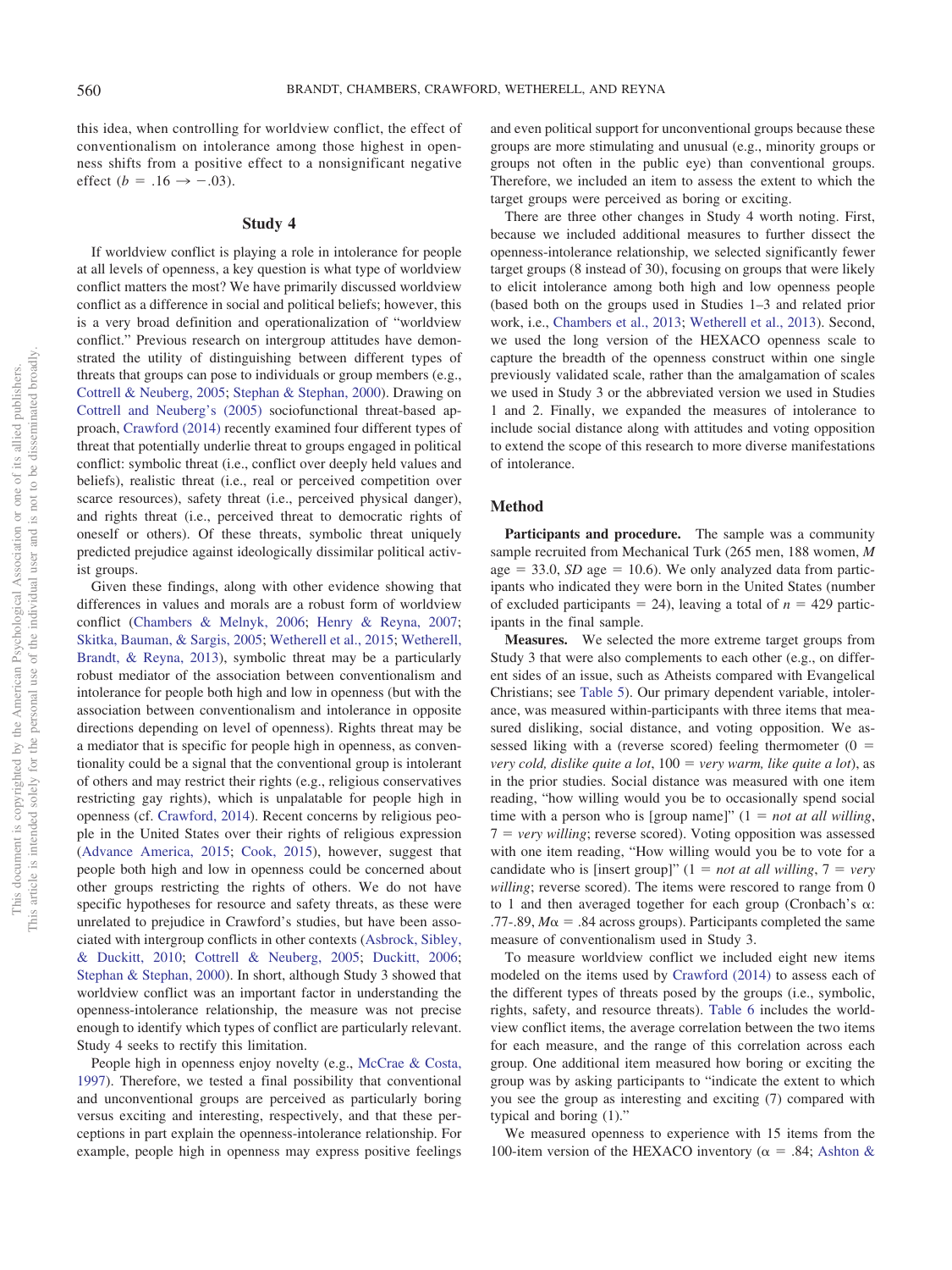this idea, when controlling for worldview conflict, the effect of conventionalism on intolerance among those highest in openness shifts from a positive effect to a nonsignificant negative effect ($b = .16 \rightarrow -.03$).

## Study 4

If worldview conflict is playing a role in intolerance for people at all levels of openness, a key question is what type of worldview conflict matters the most? We have primarily discussed worldview conflict as a difference in social and political beliefs; however, this is a very broad definition and operationalization of "worldview conflict." Previous research on intergroup attitudes have demonstrated the utility of distinguishing between different types of threats that groups can pose to individuals or group members (e.g., Cottrell & Neuberg, 2005; Stephan & Stephan, 2000). Drawing on Cottrell and Neuberg's (2005) sociofunctional threat-based approach, Crawford (2014) recently examined four different types of threat that potentially underlie threat to groups engaged in political conflict: symbolic threat (i.e., conflict over deeply held values and beliefs), realistic threat (i.e., real or perceived competition over scarce resources), safety threat (i.e., perceived physical danger), and rights threat (i.e., perceived threat to democratic rights of oneself or others). Of these threats, symbolic threat uniquely predicted prejudice against ideologically dissimilar political activist groups.

Given these findings, along with other evidence showing that differences in values and morals are a robust form of worldview conflict (Chambers & Melnyk, 2006; Henry & Reyna, 2007; Skitka, Bauman, & Sargis, 2005; Wetherell et al., 2015; Wetherell, Brandt, & Reyna, 2013), symbolic threat may be a particularly robust mediator of the association between conventionalism and intolerance for people both high and low in openness (but with the association between conventionalism and intolerance in opposite directions depending on level of openness). Rights threat may be a mediator that is specific for people high in openness, as conventionality could be a signal that the conventional group is intolerant of others and may restrict their rights (e.g., religious conservatives restricting gay rights), which is unpalatable for people high in openness (cf. Crawford, 2014). Recent concerns by religious people in the United States over their rights of religious expression (Advance America, 2015; Cook, 2015), however, suggest that people both high and low in openness could be concerned about other groups restricting the rights of others. We do not have specific hypotheses for resource and safety threats, as these were unrelated to prejudice in Crawford's studies, but have been associated with intergroup conflicts in other contexts (Asbrock, Sibley, & Duckitt, 2010; Cottrell & Neuberg, 2005; Duckitt, 2006; Stephan & Stephan, 2000). In short, although Study 3 showed that worldview conflict was an important factor in understanding the openness-intolerance relationship, the measure was not precise enough to identify which types of conflict are particularly relevant. Study 4 seeks to rectify this limitation.

People high in openness enjoy novelty (e.g., McCrae & Costa, 1997). Therefore, we tested a final possibility that conventional and unconventional groups are perceived as particularly boring versus exciting and interesting, respectively, and that these perceptions in part explain the openness-intolerance relationship. For example, people high in openness may express positive feelings and even political support for unconventional groups because these groups are more stimulating and unusual (e.g., minority groups or groups not often in the public eye) than conventional groups. Therefore, we included an item to assess the extent to which the target groups were perceived as boring or exciting.

There are three other changes in Study 4 worth noting. First, because we included additional measures to further dissect the openness-intolerance relationship, we selected significantly fewer target groups (8 instead of 30), focusing on groups that were likely to elicit intolerance among both high and low openness people (based both on the groups used in Studies 1–3 and related prior work, i.e., Chambers et al., 2013; Wetherell et al., 2013). Second, we used the long version of the HEXACO openness scale to capture the breadth of the openness construct within one single previously validated scale, rather than the amalgamation of scales we used in Study 3 or the abbreviated version we used in Studies 1 and 2. Finally, we expanded the measures of intolerance to include social distance along with attitudes and voting opposition to extend the scope of this research to more diverse manifestations of intolerance.

### Method

**Participants and procedure.** The sample was a community sample recruited from Mechanical Turk (265 men, 188 women, *M* age = 33.0, *SD* age = 10.6). We only analyzed data from participants who indicated they were born in the United States (number of excluded participants = 24), leaving a total of $n = 429$ participants in the final sample.

**Measures.** We selected the more extreme target groups from Study 3 that were also complements to each other (e.g., on different sides of an issue, such as Atheists compared with Evangelical Christians; see Table 5). Our primary dependent variable, intolerance, was measured within-participants with three items that measured disliking, social distance, and voting opposition. We assessed liking with a (reverse scored) feeling thermometer (0 = *very cold, dislike quite a lot*, 100 = *very warm, like quite a lot*), as in the prior studies. Social distance was measured with one item reading, "how willing would you be to occasionally spend social time with a person who is [group name]" (1 = *not at all willing*, 7 = *very willing*; reverse scored). Voting opposition was assessed with one item reading, "How willing would you be to vote for a candidate who is [insert group]" (1 = *not at all willing*, 7 = *very willing*; reverse scored). The items were rescored to range from 0 to 1 and then averaged together for each group (Cronbach's α: .77-.89, $M\alpha = .84$ across groups). Participants completed the same measure of conventionalism used in Study 3.

To measure worldview conflict we included eight new items modeled on the items used by Crawford (2014) to assess each of the different types of threats posed by the groups (i.e., symbolic, rights, safety, and resource threats). Table 6 includes the worldview conflict items, the average correlation between the two items for each measure, and the range of this correlation across each group. One additional item measured how boring or exciting the group was by asking participants to "indicate the extent to which you see the group as interesting and exciting (7) compared with typical and boring (1)."

We measured openness to experience with 15 items from the 100-item version of the HEXACO inventory (α = .84; Ashton &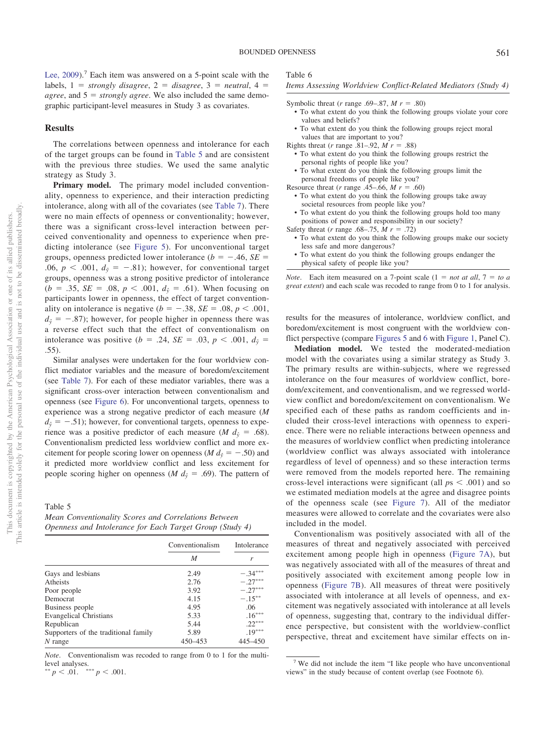Lee, 2009).[7] Each item was answered on a 5-point scale with the labels, 1 = *strongly disagree*, 2 = *disagree*, 3 = *neutral*, 4 = *agree*, and 5 = *strongly agree*. We also included the same demographic participant-level measures in Study 3 as covariates.

## Results

The correlations between openness and intolerance for each of the target groups can be found in Table 5 and are consistent with the previous three studies. We used the same analytic strategy as Study 3.

**Primary model.** The primary model included conventionality, openness to experience, and their interaction predicting intolerance, along with all of the covariates (see Table 7). There were no main effects of openness or conventionality; however, there was a significant cross-level interaction between perceived conventionality and openness to experience when predicting intolerance (see Figure 5). For unconventional target groups, openness predicted lower intolerance ($b = -.46$, $SE = .06$, $p < .001$, $d_{\hat{y}} = -.81$); however, for conventional target groups, openness was a strong positive predictor of intolerance ($b = .35$, $SE = .08$, $p < .001$, $d_{\hat{y}} = .61$). When focusing on participants lower in openness, the effect of target conventionality on intolerance is negative ($b = -.38$, $SE = .08$, $p < .001$, $d_{\hat{y}} = -.87$); however, for people higher in openness there was a reverse effect such that the effect of conventionalism on intolerance was positive ($b = .24$, $SE = .03$, $p < .001$, $d_{\hat{y}} = .55$).

Similar analyses were undertaken for the four worldview conflict mediator variables and the measure of boredom/excitement (see Table 7). For each of these mediator variables, there was a significant cross-over interaction between conventionalism and openness (see Figure 6). For unconventional targets, openness to experience was a strong negative predictor of each measure ($M\ d_{\hat{y}} = -.51$); however, for conventional targets, openness to experience was a positive predictor of each measure ($M\ d_{\hat{y}} = .68$). Conventionalism predicted less worldview conflict and more excitement for people scoring lower on openness ($M\ d_{\hat{y}} = -.50$) and it predicted more worldview conflict and less excitement for people scoring higher on openness ($M\ d_{\hat{y}} = .69$). The pattern of results for the measures of intolerance, worldview conflict, and boredom/excitement is most congruent with the worldview conflict perspective (compare Figures 5 and 6 with Figure 1, Panel C).

**Mediation model.** We tested the moderated-mediation model with the covariates using a similar strategy as Study 3. The primary results are within-subjects, where we regressed intolerance on the four measures of worldview conflict, boredom/excitement, and conventionalism, and we regressed worldview conflict and boredom/excitement on conventionalism. We specified each of these paths as random coefficients and included their cross-level interactions with openness to experience. There were no reliable interactions between openness and the measures of worldview conflict when predicting intolerance (worldview conflict was always associated with intolerance regardless of level of openness) and so these interaction terms were removed from the models reported here. The remaining cross-level interactions were significant (all $ps < .001$) and so we estimated mediation models at the agree and disagree points of the openness scale (see Figure 7). All of the mediator measures were allowed to correlate and the covariates were also included in the model.

Conventionalism was positively associated with all of the measures of threat and negatively associated with perceived excitement among people high in openness (Figure 7A), but was negatively associated with all of the measures of threat and positively associated with excitement among people low in openness (Figure 7B). All measures of threat were positively associated with intolerance at all levels of openness, and excitement was negatively associated with intolerance at all levels of openness, suggesting that, contrary to the individual difference perspective, but consistent with the worldview-conflict perspective, threat and excitement have similar effects on in-

Table 5
*Mean Conventionality Scores and Correlations Between Openness and Intolerance for Each Target Group (Study 4)*

| | Conventionalism | Intolerance |
|---|---|---|
| | *M* | *r* |
| Gays and lesbians | 2.49 | −.34*** |
| Atheists | 2.76 | −.27*** |
| Poor people | 3.92 | −.27*** |
| Democrat | 4.15 | −.15** |
| Business people | 4.95 | .06 |
| Evangelical Christians | 5.33 | .16*** |
| Republican | 5.44 | .22*** |
| Supporters of the traditional family | 5.89 | .19*** |
| *N* range | 450–453 | 445–450 |

*Note.* Conventionalism was recoded to range from 0 to 1 for the multi-level analyses.
** $p < .01$. *** $p < .001$.

Table 6
*Items Assessing Worldview Conflict-Related Mediators (Study 4)*

Symbolic threat ($r$ range .69–.87, $M\ r = .80$)
- To what extent do you think the following groups violate your core values and beliefs?
- To what extent do you think the following groups reject moral values that are important to you?

Rights threat ($r$ range .81–.92, $M\ r = .88$)
- To what extent do you think the following groups restrict the personal rights of people like you?
- To what extent do you think the following groups limit the personal freedoms of people like you?

Resource threat ($r$ range .45–.66, $M\ r = .60$)
- To what extent do you think the following groups take away societal resources from people like you?
- To what extent do you think the following groups hold too many positions of power and responsibility in our society?

Safety threat ($r$ range .68–.75, $M\ r = .72$)
- To what extent do you think the following groups make our society less safe and more dangerous?
- To what extent do you think the following groups endanger the physical safety of people like you?

*Note.* Each item measured on a 7-point scale (1 = *not at all*, 7 = *to a great extent*) and each scale was recoded to range from 0 to 1 for analysis.

[7] We did not include the item "I like people who have unconventional views" in the study because of content overlap (see Footnote 6).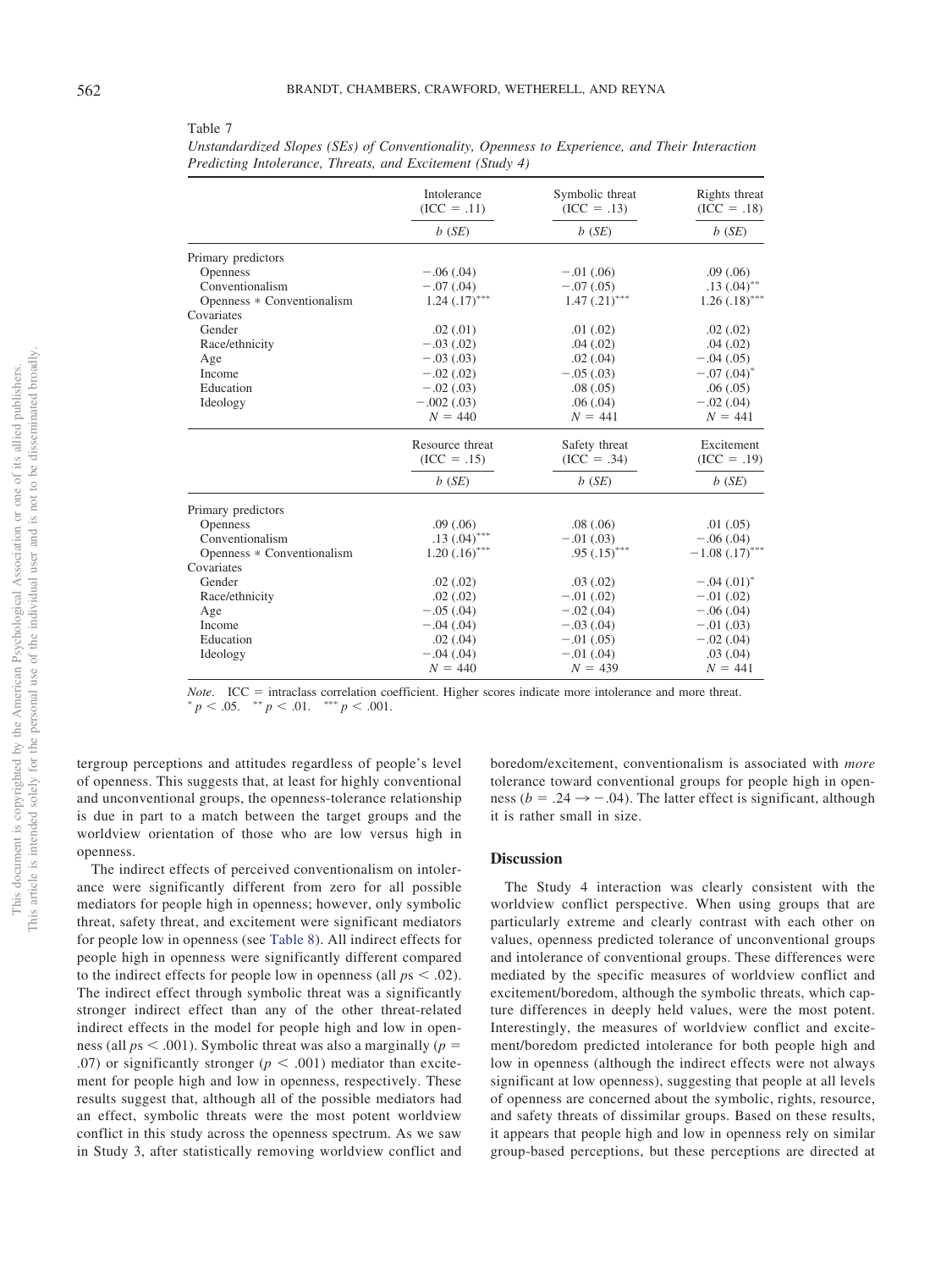Table 7

*Unstandardized Slopes (SEs) of Conventionality, Openness to Experience, and Their Interaction Predicting Intolerance, Threats, and Excitement (Study 4)*

| | Intolerance (ICC = .11) | Symbolic threat (ICC = .13) | Rights threat (ICC = .18) |
|---|---|---|---|
| | *b* (*SE*) | *b* (*SE*) | *b* (*SE*) |
| Primary predictors | | | |
| Openness | −.06 (.04) | −.01 (.06) | .09 (.06) |
| Conventionalism | −.07 (.04) | −.07 (.05) | .13 (.04)** |
| Openness * Conventionalism | 1.24 (.17)*** | 1.47 (.21)*** | 1.26 (.18)*** |
| Covariates | | | |
| Gender | .02 (.01) | .01 (.02) | .02 (.02) |
| Race/ethnicity | −.03 (.02) | .04 (.02) | .04 (.02) |
| Age | −.03 (.03) | .02 (.04) | −.04 (.05) |
| Income | −.02 (.02) | −.05 (.03) | −.07 (.04)* |
| Education | −.02 (.03) | .08 (.05) | .06 (.05) |
| Ideology | −.002 (.03) | .06 (.04) | −.02 (.04) |
| | *N* = 440 | *N* = 441 | *N* = 441 |
| | Resource threat (ICC = .15) | Safety threat (ICC = .34) | Excitement (ICC = .19) |
| | *b* (*SE*) | *b* (*SE*) | *b* (*SE*) |
| Primary predictors | | | |
| Openness | .09 (.06) | .08 (.06) | .01 (.05) |
| Conventionalism | .13 (.04)*** | −.01 (.03) | −.06 (.04) |
| Openness * Conventionalism | 1.20 (.16)*** | .95 (.15)*** | −1.08 (.17)*** |
| Covariates | | | |
| Gender | .02 (.02) | .03 (.02) | −.04 (.01)* |
| Race/ethnicity | .02 (.02) | −.01 (.02) | −.01 (.02) |
| Age | −.05 (.04) | −.02 (.04) | −.06 (.04) |
| Income | −.04 (.04) | −.03 (.04) | −.01 (.03) |
| Education | .02 (.04) | −.01 (.05) | −.02 (.04) |
| Ideology | −.04 (.04) | −.01 (.04) | .03 (.04) |
| | *N* = 440 | *N* = 439 | *N* = 441 |

*Note*. ICC = intraclass correlation coefficient. Higher scores indicate more intolerance and more threat.
* $p < .05$. ** $p < .01$. *** $p < .001$.

tergroup perceptions and attitudes regardless of people's level of openness. This suggests that, at least for highly conventional and unconventional groups, the openness-tolerance relationship is due in part to a match between the target groups and the worldview orientation of those who are low versus high in openness.

The indirect effects of perceived conventionalism on intolerance were significantly different from zero for all possible mediators for people high in openness; however, only symbolic threat, safety threat, and excitement were significant mediators for people low in openness (see Table 8). All indirect effects for people high in openness were significantly different compared to the indirect effects for people low in openness (all $ps < .02$). The indirect effect through symbolic threat was a significantly stronger indirect effect than any of the other threat-related indirect effects in the model for people high and low in openness (all $ps < .001$). Symbolic threat was also a marginally ($p = .07$) or significantly stronger ($p < .001$) mediator than excitement for people high and low in openness, respectively. These results suggest that, although all of the possible mediators had an effect, symbolic threats were the most potent worldview conflict in this study across the openness spectrum. As we saw in Study 3, after statistically removing worldview conflict and boredom/excitement, conventionalism is associated with *more* tolerance toward conventional groups for people high in openness ($b = .24 \rightarrow -.04$). The latter effect is significant, although it is rather small in size.

## Discussion

The Study 4 interaction was clearly consistent with the worldview conflict perspective. When using groups that are particularly extreme and clearly contrast with each other on values, openness predicted tolerance of unconventional groups and intolerance of conventional groups. These differences were mediated by the specific measures of worldview conflict and excitement/boredom, although the symbolic threats, which capture differences in deeply held values, were the most potent. Interestingly, the measures of worldview conflict and excitement/boredom predicted intolerance for both people high and low in openness (although the indirect effects were not always significant at low openness), suggesting that people at all levels of openness are concerned about the symbolic, rights, resource, and safety threats of dissimilar groups. Based on these results, it appears that people high and low in openness rely on similar group-based perceptions, but these perceptions are directed at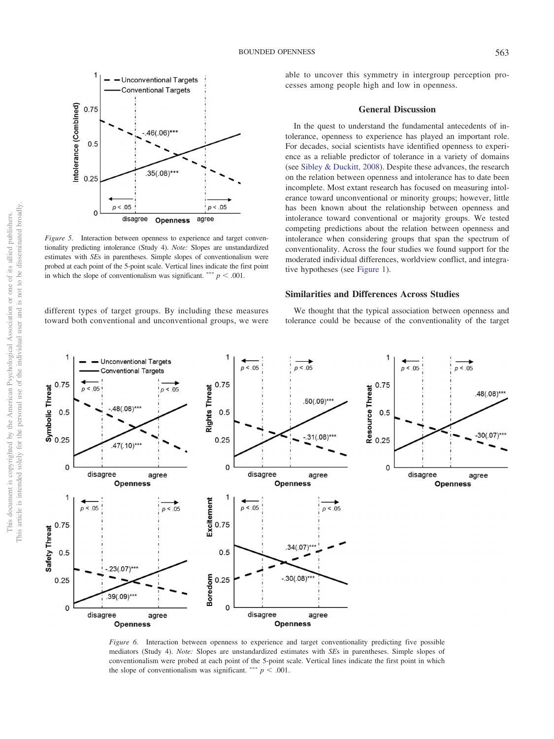*Figure 5.* Interaction between openness to experience and target conventionality predicting intolerance (Study 4). *Note:* Slopes are unstandardized estimates with *SE*s in parentheses. Simple slopes of conventionalism were probed at each point of the 5-point scale. Vertical lines indicate the first point in which the slope of conventionalism was significant. $^{***}$ $p < .001$.

different types of target groups. By including these measures toward both conventional and unconventional groups, we were able to uncover this symmetry in intergroup perception processes among people high and low in openness.

## General Discussion

In the quest to understand the fundamental antecedents of intolerance, openness to experience has played an important role. For decades, social scientists have identified openness to experience as a reliable predictor of tolerance in a variety of domains (see Sibley & Duckitt, 2008). Despite these advances, the research on the relation between openness and intolerance has to date been incomplete. Most extant research has focused on measuring intolerance toward unconventional or minority groups; however, little has been known about the relationship between openness and intolerance toward conventional or majority groups. We tested competing predictions about the relation between openness and intolerance when considering groups that span the spectrum of conventionality. Across the four studies we found support for the moderated individual differences, worldview conflict, and integrative hypotheses (see Figure 1).

### Similarities and Differences Across Studies

We thought that the typical association between openness and tolerance could be because of the conventionality of the target

*Figure 6.* Interaction between openness to experience and target conventionality predicting five possible mediators (Study 4). *Note:* Slopes are unstandardized estimates with *SE*s in parentheses. Simple slopes of conventionalism were probed at each point of the 5-point scale. Vertical lines indicate the first point in which the slope of conventionalism was significant. $^{***}$ $p < .001$.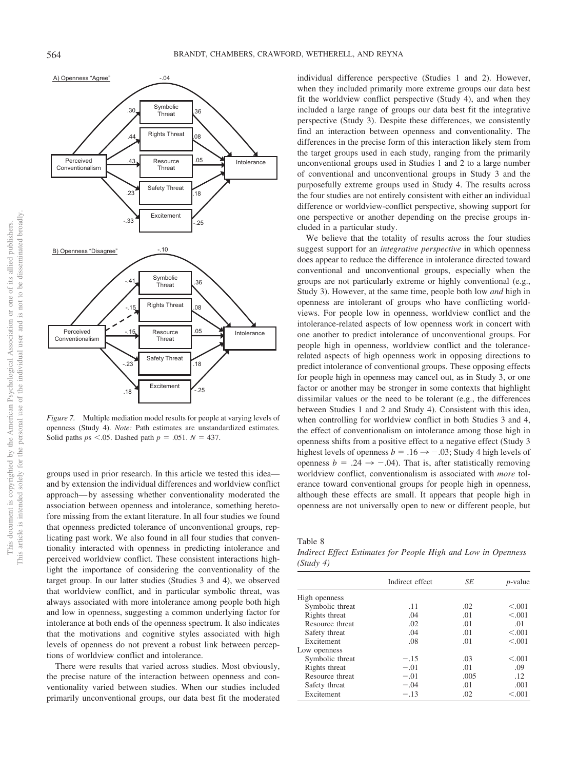*Figure 7.* Multiple mediation model results for people at varying levels of openness (Study 4). *Note:* Path estimates are unstandardized estimates. Solid paths $ps < .05$. Dashed path $p = .051$. $N = 437$.

groups used in prior research. In this article we tested this idea—and by extension the individual differences and worldview conflict approach—by assessing whether conventionality moderated the association between openness and intolerance, something heretofore missing from the extant literature. In all four studies we found that openness predicted tolerance of unconventional groups, replicating past work. We also found in all four studies that conventionality interacted with openness in predicting intolerance and perceived worldview conflict. These consistent interactions highlight the importance of considering the conventionality of the target group. In our latter studies (Studies 3 and 4), we observed that worldview conflict, and in particular symbolic threat, was always associated with more intolerance among people both high and low in openness, suggesting a common underlying factor for intolerance at both ends of the openness spectrum. It also indicates that the motivations and cognitive styles associated with high levels of openness do not prevent a robust link between perceptions of worldview conflict and intolerance.

There were results that varied across studies. Most obviously, the precise nature of the interaction between openness and conventionality varied between studies. When our studies included primarily unconventional groups, our data best fit the moderated individual difference perspective (Studies 1 and 2). However, when they included primarily more extreme groups our data best fit the worldview conflict perspective (Study 4), and when they included a large range of groups our data best fit the integrative perspective (Study 3). Despite these differences, we consistently find an interaction between openness and conventionality. The differences in the precise form of this interaction likely stem from the target groups used in each study, ranging from the primarily unconventional groups used in Studies 1 and 2 to a large number of conventional and unconventional groups in Study 3 and the purposefully extreme groups used in Study 4. The results across the four studies are not entirely consistent with either an individual difference or worldview-conflict perspective, showing support for one perspective or another depending on the precise groups included in a particular study.

We believe that the totality of results across the four studies suggest support for an *integrative perspective* in which openness does appear to reduce the difference in intolerance directed toward conventional and unconventional groups, especially when the groups are not particularly extreme or highly conventional (e.g., Study 3). However, at the same time, people both low *and* high in openness are intolerant of groups who have conflicting worldviews. For people low in openness, worldview conflict and the intolerance-related aspects of low openness work in concert with one another to predict intolerance of unconventional groups. For people high in openness, worldview conflict and the tolerance-related aspects of high openness work in opposing directions to predict intolerance of conventional groups. These opposing effects for people high in openness may cancel out, as in Study 3, or one factor or another may be stronger in some contexts that highlight dissimilar values or the need to be tolerant (e.g., the differences between Studies 1 and 2 and Study 4). Consistent with this idea, when controlling for worldview conflict in both Studies 3 and 4, the effect of conventionalism on intolerance among those high in openness shifts from a positive effect to a negative effect (Study 3 highest levels of openness $b = .16 \rightarrow -.03$; Study 4 high levels of openness $b = .24 \rightarrow -.04$). That is, after statistically removing worldview conflict, conventionalism is associated with *more* tolerance toward conventional groups for people high in openness, although these effects are small. It appears that people high in openness are not universally open to new or different people, but

Table 8
*Indirect Effect Estimates for People High and Low in Openness (Study 4)*

| | Indirect effect | *SE* | *p*-value |
|---|---|---|---|
| High openness | | | |
| Symbolic threat | .11 | .02 | <.001 |
| Rights threat | .04 | .01 | <.001 |
| Resource threat | .02 | .01 | .01 |
| Safety threat | .04 | .01 | <.001 |
| Excitement | .08 | .01 | <.001 |
| Low openness | | | |
| Symbolic threat | −.15 | .03 | <.001 |
| Rights threat | −.01 | .01 | .09 |
| Resource threat | −.01 | .005 | .12 |
| Safety threat | −.04 | .01 | .001 |
| Excitement | −.13 | .02 | <.001 |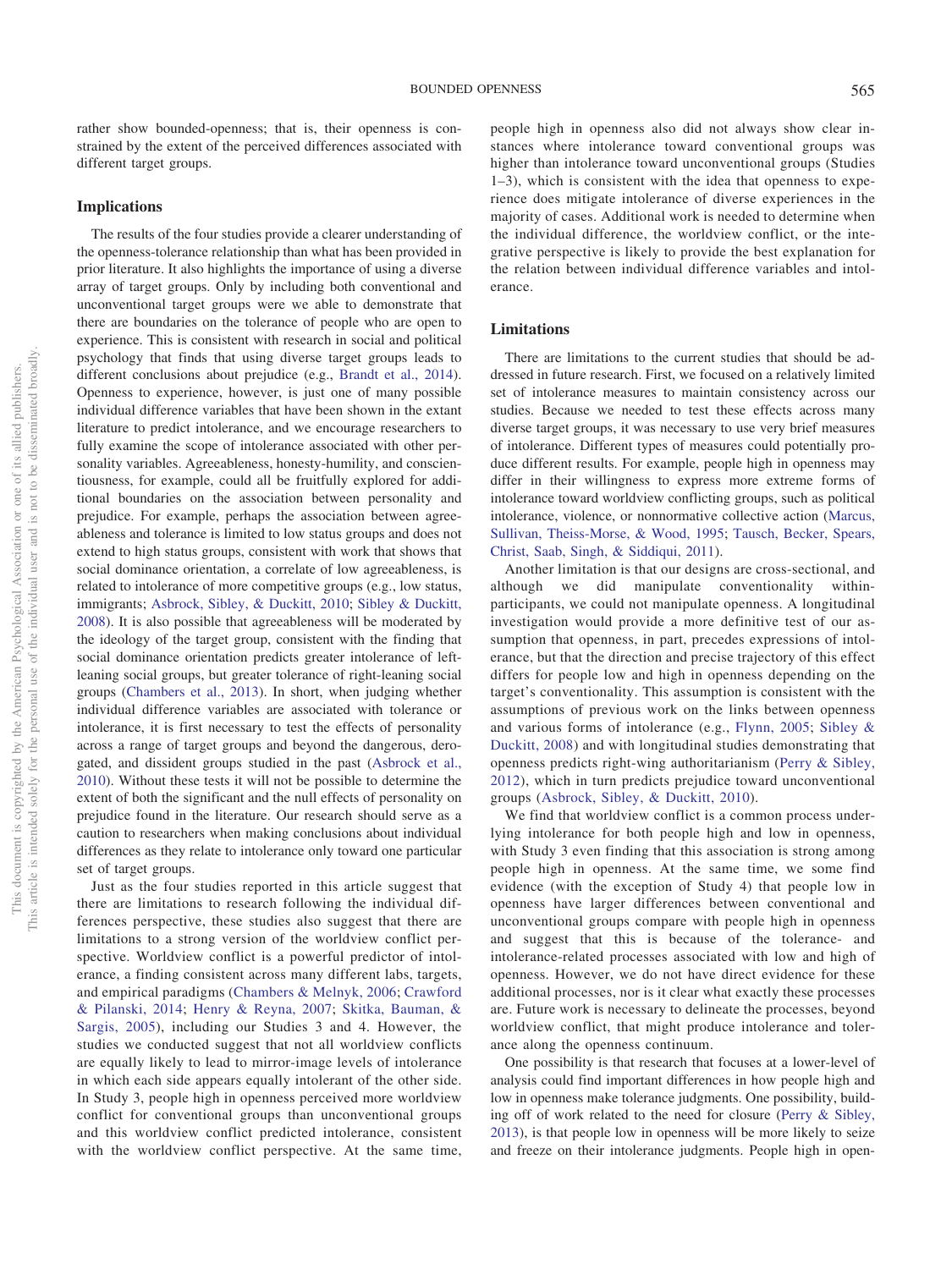rather show bounded-openness; that is, their openness is constrained by the extent of the perceived differences associated with different target groups.

## Implications

The results of the four studies provide a clearer understanding of the openness-tolerance relationship than what has been provided in prior literature. It also highlights the importance of using a diverse array of target groups. Only by including both conventional and unconventional target groups were we able to demonstrate that there are boundaries on the tolerance of people who are open to experience. This is consistent with research in social and political psychology that finds that using diverse target groups leads to different conclusions about prejudice (e.g., Brandt et al., 2014). Openness to experience, however, is just one of many possible individual difference variables that have been shown in the extant literature to predict intolerance, and we encourage researchers to fully examine the scope of intolerance associated with other personality variables. Agreeableness, honesty-humility, and conscientiousness, for example, could all be fruitfully explored for additional boundaries on the association between personality and prejudice. For example, perhaps the association between agreeableness and tolerance is limited to low status groups and does not extend to high status groups, consistent with work that shows that social dominance orientation, a correlate of low agreeableness, is related to intolerance of more competitive groups (e.g., low status, immigrants; Asbrock, Sibley, & Duckitt, 2010; Sibley & Duckitt, 2008). It is also possible that agreeableness will be moderated by the ideology of the target group, consistent with the finding that social dominance orientation predicts greater intolerance of left-leaning social groups, but greater tolerance of right-leaning social groups (Chambers et al., 2013). In short, when judging whether individual difference variables are associated with tolerance or intolerance, it is first necessary to test the effects of personality across a range of target groups and beyond the dangerous, derogated, and dissident groups studied in the past (Asbrock et al., 2010). Without these tests it will not be possible to determine the extent of both the significant and the null effects of personality on prejudice found in the literature. Our research should serve as a caution to researchers when making conclusions about individual differences as they relate to intolerance only toward one particular set of target groups.

Just as the four studies reported in this article suggest that there are limitations to research following the individual differences perspective, these studies also suggest that there are limitations to a strong version of the worldview conflict perspective. Worldview conflict is a powerful predictor of intolerance, a finding consistent across many different labs, targets, and empirical paradigms (Chambers & Melnyk, 2006; Crawford & Pilanski, 2014; Henry & Reyna, 2007; Skitka, Bauman, & Sargis, 2005), including our Studies 3 and 4. However, the studies we conducted suggest that not all worldview conflicts are equally likely to lead to mirror-image levels of intolerance in which each side appears equally intolerant of the other side. In Study 3, people high in openness perceived more worldview conflict for conventional groups than unconventional groups and this worldview conflict predicted intolerance, consistent with the worldview conflict perspective. At the same time, people high in openness also did not always show clear instances where intolerance toward conventional groups was higher than intolerance toward unconventional groups (Studies 1–3), which is consistent with the idea that openness to experience does mitigate intolerance of diverse experiences in the majority of cases. Additional work is needed to determine when the individual difference, the worldview conflict, or the integrative perspective is likely to provide the best explanation for the relation between individual difference variables and intolerance.

## Limitations

There are limitations to the current studies that should be addressed in future research. First, we focused on a relatively limited set of intolerance measures to maintain consistency across our studies. Because we needed to test these effects across many diverse target groups, it was necessary to use very brief measures of intolerance. Different types of measures could potentially produce different results. For example, people high in openness may differ in their willingness to express more extreme forms of intolerance toward worldview conflicting groups, such as political intolerance, violence, or nonnormative collective action (Marcus, Sullivan, Theiss-Morse, & Wood, 1995; Tausch, Becker, Spears, Christ, Saab, Singh, & Siddiqui, 2011).

Another limitation is that our designs are cross-sectional, and although we did manipulate conventionality within-participants, we could not manipulate openness. A longitudinal investigation would provide a more definitive test of our assumption that openness, in part, precedes expressions of intolerance, but that the direction and precise trajectory of this effect differs for people low and high in openness depending on the target's conventionality. This assumption is consistent with the assumptions of previous work on the links between openness and various forms of intolerance (e.g., Flynn, 2005; Sibley & Duckitt, 2008) and with longitudinal studies demonstrating that openness predicts right-wing authoritarianism (Perry & Sibley, 2012), which in turn predicts prejudice toward unconventional groups (Asbrock, Sibley, & Duckitt, 2010).

We find that worldview conflict is a common process underlying intolerance for both people high and low in openness, with Study 3 even finding that this association is strong among people high in openness. At the same time, we some find evidence (with the exception of Study 4) that people low in openness have larger differences between conventional and unconventional groups compare with people high in openness and suggest that this is because of the tolerance- and intolerance-related processes associated with low and high of openness. However, we do not have direct evidence for these additional processes, nor is it clear what exactly these processes are. Future work is necessary to delineate the processes, beyond worldview conflict, that might produce intolerance and tolerance along the openness continuum.

One possibility is that research that focuses at a lower-level of analysis could find important differences in how people high and low in openness make tolerance judgments. One possibility, building off of work related to the need for closure (Perry & Sibley, 2013), is that people low in openness will be more likely to seize and freeze on their intolerance judgments. People high in open-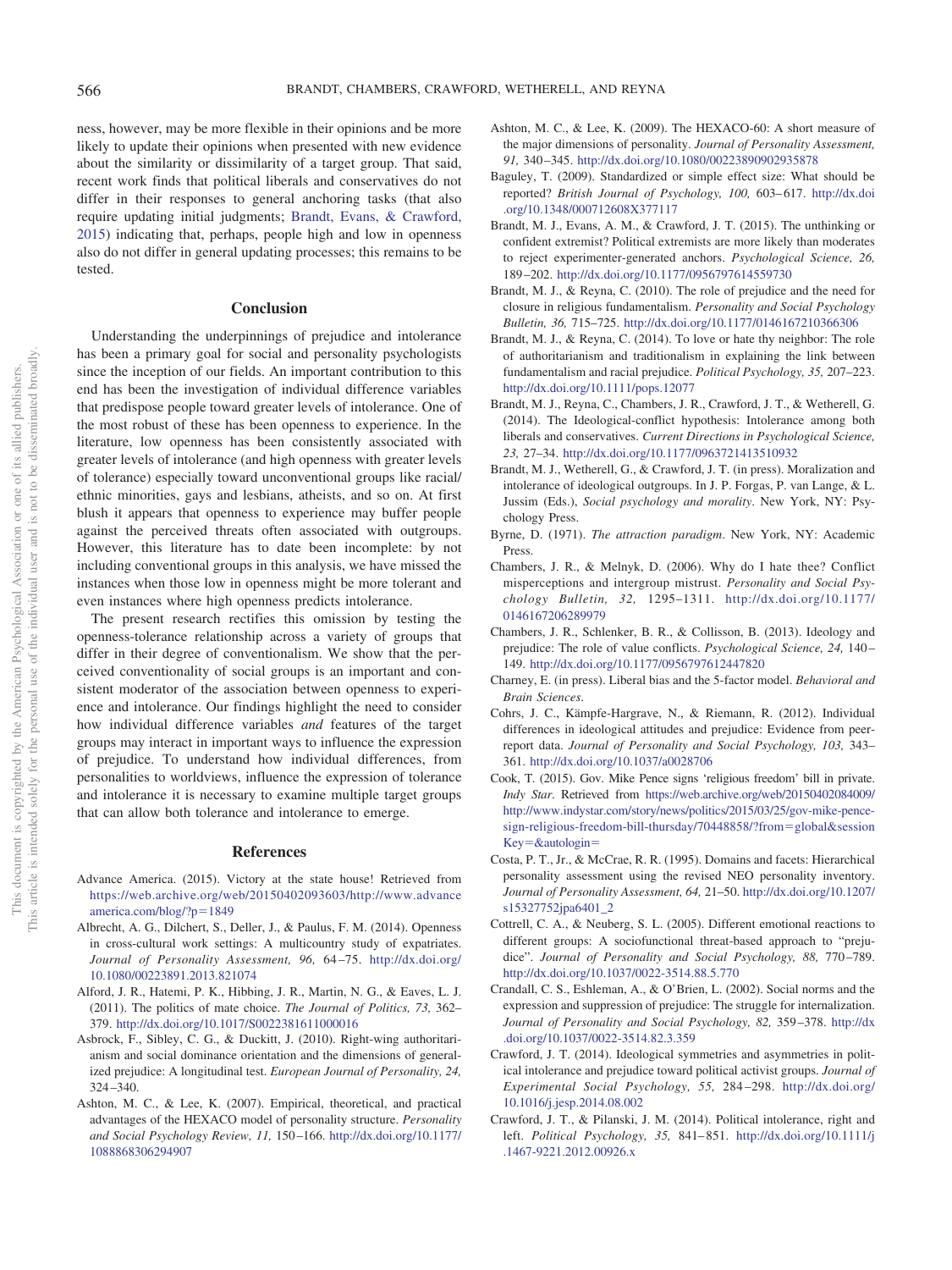ness, however, may be more flexible in their opinions and be more likely to update their opinions when presented with new evidence about the similarity or dissimilarity of a target group. That said, recent work finds that political liberals and conservatives do not differ in their responses to general anchoring tasks (that also require updating initial judgments; Brandt, Evans, & Crawford, 2015) indicating that, perhaps, people high and low in openness also do not differ in general updating processes; this remains to be tested.

## Conclusion

Understanding the underpinnings of prejudice and intolerance has been a primary goal for social and personality psychologists since the inception of our fields. An important contribution to this end has been the investigation of individual difference variables that predispose people toward greater levels of intolerance. One of the most robust of these has been openness to experience. In the literature, low openness has been consistently associated with greater levels of intolerance (and high openness with greater levels of tolerance) especially toward unconventional groups like racial/ethnic minorities, gays and lesbians, atheists, and so on. At first blush it appears that openness to experience may buffer people against the perceived threats often associated with outgroups. However, this literature has to date been incomplete: by not including conventional groups in this analysis, we have missed the instances when those low in openness might be more tolerant and even instances where high openness predicts intolerance.

The present research rectifies this omission by testing the openness-tolerance relationship across a variety of groups that differ in their degree of conventionalism. We show that the perceived conventionality of social groups is an important and consistent moderator of the association between openness to experience and intolerance. Our findings highlight the need to consider how individual difference variables *and* features of the target groups may interact in important ways to influence the expression of prejudice. To understand how individual differences, from personalities to worldviews, influence the expression of tolerance and intolerance it is necessary to examine multiple target groups that can allow both tolerance and intolerance to emerge.

## References

Advance America. (2015). Victory at the state house! Retrieved from https://web.archive.org/web/20150402093603/http://www.advanceamerica.com/blog/?p=1849

Albrecht, A. G., Dilchert, S., Deller, J., & Paulus, F. M. (2014). Openness in cross-cultural work settings: A multicountry study of expatriates. *Journal of Personality Assessment, 96,* 64–75. http://dx.doi.org/10.1080/00223891.2013.821074

Alford, J. R., Hatemi, P. K., Hibbing, J. R., Martin, N. G., & Eaves, L. J. (2011). The politics of mate choice. *The Journal of Politics, 73,* 362–379. http://dx.doi.org/10.1017/S0022381611000016

Asbrock, F., Sibley, C. G., & Duckitt, J. (2010). Right-wing authoritarianism and social dominance orientation and the dimensions of generalized prejudice: A longitudinal test. *European Journal of Personality, 24,* 324–340.

Ashton, M. C., & Lee, K. (2007). Empirical, theoretical, and practical advantages of the HEXACO model of personality structure. *Personality and Social Psychology Review, 11,* 150–166. http://dx.doi.org/10.1177/1088868306294907

Ashton, M. C., & Lee, K. (2009). The HEXACO-60: A short measure of the major dimensions of personality. *Journal of Personality Assessment, 91,* 340–345. http://dx.doi.org/10.1080/00223890902935878

Baguley, T. (2009). Standardized or simple effect size: What should be reported? *British Journal of Psychology, 100,* 603–617. http://dx.doi.org/10.1348/000712608X377117

Brandt, M. J., Evans, A. M., & Crawford, J. T. (2015). The unthinking or confident extremist? Political extremists are more likely than moderates to reject experimenter-generated anchors. *Psychological Science, 26,* 189–202. http://dx.doi.org/10.1177/0956797614559730

Brandt, M. J., & Reyna, C. (2010). The role of prejudice and the need for closure in religious fundamentalism. *Personality and Social Psychology Bulletin, 36,* 715–725. http://dx.doi.org/10.1177/0146167210366306

Brandt, M. J., & Reyna, C. (2014). To love or hate thy neighbor: The role of authoritarianism and traditionalism in explaining the link between fundamentalism and racial prejudice. *Political Psychology, 35,* 207–223. http://dx.doi.org/10.1111/pops.12077

Brandt, M. J., Reyna, C., Chambers, J. R., Crawford, J. T., & Wetherell, G. (2014). The Ideological-conflict hypothesis: Intolerance among both liberals and conservatives. *Current Directions in Psychological Science, 23,* 27–34. http://dx.doi.org/10.1177/0963721413510932

Brandt, M. J., Wetherell, G., & Crawford, J. T. (in press). Moralization and intolerance of ideological outgroups. In J. P. Forgas, P. van Lange, & L. Jussim (Eds.), *Social psychology and morality*. New York, NY: Psychology Press.

Byrne, D. (1971). *The attraction paradigm*. New York, NY: Academic Press.

Chambers, J. R., & Melnyk, D. (2006). Why do I hate thee? Conflict misperceptions and intergroup mistrust. *Personality and Social Psychology Bulletin, 32,* 1295–1311. http://dx.doi.org/10.1177/0146167206289979

Chambers, J. R., Schlenker, B. R., & Collisson, B. (2013). Ideology and prejudice: The role of value conflicts. *Psychological Science, 24,* 140–149. http://dx.doi.org/10.1177/0956797612447820

Charney, E. (in press). Liberal bias and the 5-factor model. *Behavioral and Brain Sciences*.

Cohrs, J. C., Kämpfe-Hargrave, N., & Riemann, R. (2012). Individual differences in ideological attitudes and prejudice: Evidence from peer-report data. *Journal of Personality and Social Psychology, 103,* 343–361. http://dx.doi.org/10.1037/a0028706

Cook, T. (2015). Gov. Mike Pence signs 'religious freedom' bill in private. *Indy Star*. Retrieved from https://web.archive.org/web/20150402084009/http://www.indystar.com/story/news/politics/2015/03/25/gov-mike-pence-sign-religious-freedom-bill-thursday/70448858/?from=global&sessionKey=&autologin=

Costa, P. T., Jr., & McCrae, R. R. (1995). Domains and facets: Hierarchical personality assessment using the revised NEO personality inventory. *Journal of Personality Assessment, 64,* 21–50. http://dx.doi.org/10.1207/s15327752jpa6401_2

Cottrell, C. A., & Neuberg, S. L. (2005). Different emotional reactions to different groups: A sociofunctional threat-based approach to "prejudice". *Journal of Personality and Social Psychology, 88,* 770–789. http://dx.doi.org/10.1037/0022-3514.88.5.770

Crandall, C. S., Eshleman, A., & O'Brien, L. (2002). Social norms and the expression and suppression of prejudice: The struggle for internalization. *Journal of Personality and Social Psychology, 82,* 359–378. http://dx.doi.org/10.1037/0022-3514.82.3.359

Crawford, J. T. (2014). Ideological symmetries and asymmetries in political intolerance and prejudice toward political activist groups. *Journal of Experimental Social Psychology, 55,* 284–298. http://dx.doi.org/10.1016/j.jesp.2014.08.002

Crawford, J. T., & Pilanski, J. M. (2014). Political intolerance, right and left. *Political Psychology, 35,* 841–851. http://dx.doi.org/10.1111/j.1467-9221.2012.00926.x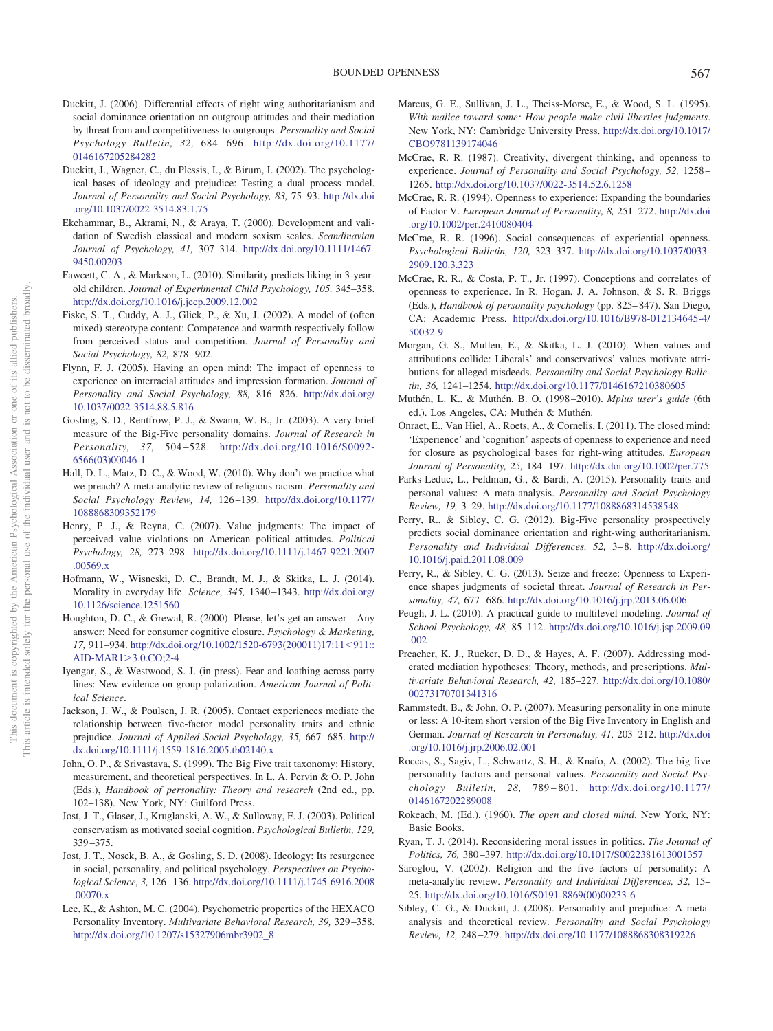Duckitt, J. (2006). Differential effects of right wing authoritarianism and social dominance orientation on outgroup attitudes and their mediation by threat from and competitiveness to outgroups. *Personality and Social Psychology Bulletin, 32,* 684–696. http://dx.doi.org/10.1177/0146167205284282

Duckitt, J., Wagner, C., du Plessis, I., & Birum, I. (2002). The psychological bases of ideology and prejudice: Testing a dual process model. *Journal of Personality and Social Psychology, 83,* 75–93. http://dx.doi.org/10.1037/0022-3514.83.1.75

Ekehammar, B., Akrami, N., & Araya, T. (2000). Development and validation of Swedish classical and modern sexism scales. *Scandinavian Journal of Psychology, 41,* 307–314. http://dx.doi.org/10.1111/1467-9450.00203

Fawcett, C. A., & Markson, L. (2010). Similarity predicts liking in 3-year-old children. *Journal of Experimental Child Psychology, 105,* 345–358. http://dx.doi.org/10.1016/j.jecp.2009.12.002

Fiske, S. T., Cuddy, A. J., Glick, P., & Xu, J. (2002). A model of (often mixed) stereotype content: Competence and warmth respectively follow from perceived status and competition. *Journal of Personality and Social Psychology, 82,* 878–902.

Flynn, F. J. (2005). Having an open mind: The impact of openness to experience on interracial attitudes and impression formation. *Journal of Personality and Social Psychology, 88,* 816–826. http://dx.doi.org/10.1037/0022-3514.88.5.816

Gosling, S. D., Rentfrow, P. J., & Swann, W. B., Jr. (2003). A very brief measure of the Big-Five personality domains. *Journal of Research in Personality, 37,* 504–528. http://dx.doi.org/10.1016/S0092-6566(03)00046-1

Hall, D. L., Matz, D. C., & Wood, W. (2010). Why don't we practice what we preach? A meta-analytic review of religious racism. *Personality and Social Psychology Review, 14,* 126–139. http://dx.doi.org/10.1177/1088868309352179

Henry, P. J., & Reyna, C. (2007). Value judgments: The impact of perceived value violations on American political attitudes. *Political Psychology, 28,* 273–298. http://dx.doi.org/10.1111/j.1467-9221.2007.00569.x

Hofmann, W., Wisneski, D. C., Brandt, M. J., & Skitka, L. J. (2014). Morality in everyday life. *Science, 345,* 1340–1343. http://dx.doi.org/10.1126/science.1251560

Houghton, D. C., & Grewal, R. (2000). Please, let's get an answer—Any answer: Need for consumer cognitive closure. *Psychology & Marketing, 17,* 911–934. http://dx.doi.org/10.1002/1520-6793(200011)17:11<911::AID-MAR1>3.0.CO;2-4

Iyengar, S., & Westwood, S. J. (in press). Fear and loathing across party lines: New evidence on group polarization. *American Journal of Political Science*.

Jackson, J. W., & Poulsen, J. R. (2005). Contact experiences mediate the relationship between five-factor model personality traits and ethnic prejudice. *Journal of Applied Social Psychology, 35,* 667–685. http://dx.doi.org/10.1111/j.1559-1816.2005.tb02140.x

John, O. P., & Srivastava, S. (1999). The Big Five trait taxonomy: History, measurement, and theoretical perspectives. In L. A. Pervin & O. P. John (Eds.), *Handbook of personality: Theory and research* (2nd ed., pp. 102–138). New York, NY: Guilford Press.

Jost, J. T., Glaser, J., Kruglanski, A. W., & Sulloway, F. J. (2003). Political conservatism as motivated social cognition. *Psychological Bulletin, 129,* 339–375.

Jost, J. T., Nosek, B. A., & Gosling, S. D. (2008). Ideology: Its resurgence in social, personality, and political psychology. *Perspectives on Psychological Science, 3,* 126–136. http://dx.doi.org/10.1111/j.1745-6916.2008.00070.x

Lee, K., & Ashton, M. C. (2004). Psychometric properties of the HEXACO Personality Inventory. *Multivariate Behavioral Research, 39,* 329–358. http://dx.doi.org/10.1207/s15327906mbr3902_8

Marcus, G. E., Sullivan, J. L., Theiss-Morse, E., & Wood, S. L. (1995). *With malice toward some: How people make civil liberties judgments*. New York, NY: Cambridge University Press. http://dx.doi.org/10.1017/CBO9781139174046

McCrae, R. R. (1987). Creativity, divergent thinking, and openness to experience. *Journal of Personality and Social Psychology, 52,* 1258–1265. http://dx.doi.org/10.1037/0022-3514.52.6.1258

McCrae, R. R. (1994). Openness to experience: Expanding the boundaries of Factor V. *European Journal of Personality, 8,* 251–272. http://dx.doi.org/10.1002/per.2410080404

McCrae, R. R. (1996). Social consequences of experiential openness. *Psychological Bulletin, 120,* 323–337. http://dx.doi.org/10.1037/0033-2909.120.3.323

McCrae, R. R., & Costa, P. T., Jr. (1997). Conceptions and correlates of openness to experience. In R. Hogan, J. A. Johnson, & S. R. Briggs (Eds.), *Handbook of personality psychology* (pp. 825–847). San Diego, CA: Academic Press. http://dx.doi.org/10.1016/B978-012134645-4/50032-9

Morgan, G. S., Mullen, E., & Skitka, L. J. (2010). When values and attributions collide: Liberals' and conservatives' values motivate attributions for alleged misdeeds. *Personality and Social Psychology Bulletin, 36,* 1241–1254. http://dx.doi.org/10.1177/0146167210380605

Muthén, L. K., & Muthén, B. O. (1998–2010). *Mplus user's guide* (6th ed.). Los Angeles, CA: Muthén & Muthén.

Onraet, E., Van Hiel, A., Roets, A., & Cornelis, I. (2011). The closed mind: 'Experience' and 'cognition' aspects of openness to experience and need for closure as psychological bases for right-wing attitudes. *European Journal of Personality, 25,* 184–197. http://dx.doi.org/10.1002/per.775

Parks-Leduc, L., Feldman, G., & Bardi, A. (2015). Personality traits and personal values: A meta-analysis. *Personality and Social Psychology Review, 19,* 3–29. http://dx.doi.org/10.1177/1088868314538548

Perry, R., & Sibley, C. G. (2012). Big-Five personality prospectively predicts social dominance orientation and right-wing authoritarianism. *Personality and Individual Differences, 52,* 3–8. http://dx.doi.org/10.1016/j.paid.2011.08.009

Perry, R., & Sibley, C. G. (2013). Seize and freeze: Openness to Experience shapes judgments of societal threat. *Journal of Research in Personality, 47,* 677–686. http://dx.doi.org/10.1016/j.jrp.2013.06.006

Peugh, J. L. (2010). A practical guide to multilevel modeling. *Journal of School Psychology, 48,* 85–112. http://dx.doi.org/10.1016/j.jsp.2009.09.002

Preacher, K. J., Rucker, D. D., & Hayes, A. F. (2007). Addressing moderated mediation hypotheses: Theory, methods, and prescriptions. *Multivariate Behavioral Research, 42,* 185–227. http://dx.doi.org/10.1080/00273170701341316

Rammstedt, B., & John, O. P. (2007). Measuring personality in one minute or less: A 10-item short version of the Big Five Inventory in English and German. *Journal of Research in Personality, 41,* 203–212. http://dx.doi.org/10.1016/j.jrp.2006.02.001

Roccas, S., Sagiv, L., Schwartz, S. H., & Knafo, A. (2002). The big five personality factors and personal values. *Personality and Social Psychology Bulletin, 28,* 789–801. http://dx.doi.org/10.1177/0146167202289008

Rokeach, M. (Ed.), (1960). *The open and closed mind*. New York, NY: Basic Books.

Ryan, T. J. (2014). Reconsidering moral issues in politics. *The Journal of Politics, 76,* 380–397. http://dx.doi.org/10.1017/S0022381613001357

Saroglou, V. (2002). Religion and the five factors of personality: A meta-analytic review. *Personality and Individual Differences, 32,* 15–25. http://dx.doi.org/10.1016/S0191-8869(00)00233-6

Sibley, C. G., & Duckitt, J. (2008). Personality and prejudice: A meta-analysis and theoretical review. *Personality and Social Psychology Review, 12,* 248–279. http://dx.doi.org/10.1177/1088868308319226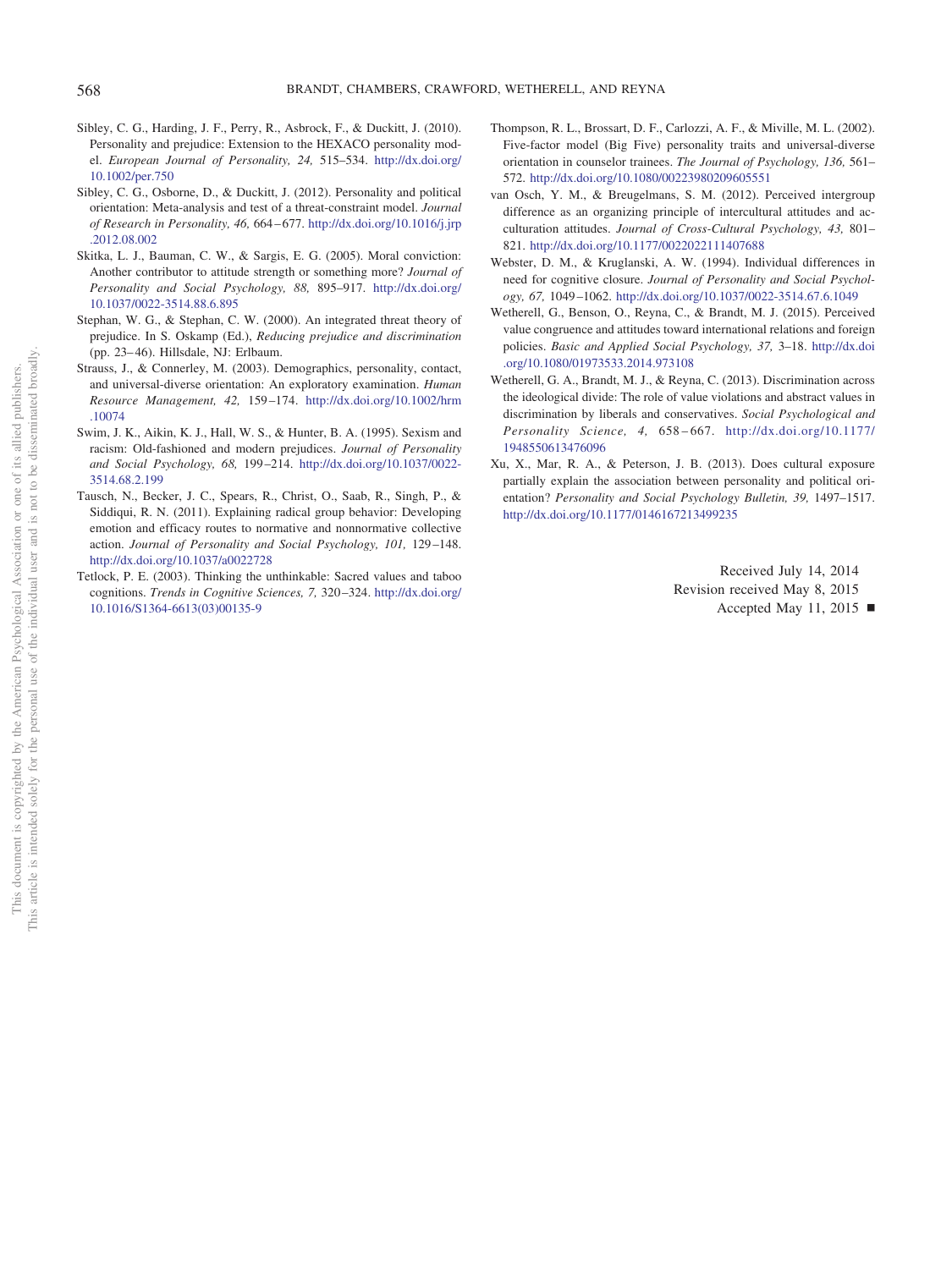Sibley, C. G., Harding, J. F., Perry, R., Asbrock, F., & Duckitt, J. (2010). Personality and prejudice: Extension to the HEXACO personality model. *European Journal of Personality, 24,* 515–534. http://dx.doi.org/10.1002/per.750

Sibley, C. G., Osborne, D., & Duckitt, J. (2012). Personality and political orientation: Meta-analysis and test of a threat-constraint model. *Journal of Research in Personality, 46,* 664–677. http://dx.doi.org/10.1016/j.jrp.2012.08.002

Skitka, L. J., Bauman, C. W., & Sargis, E. G. (2005). Moral conviction: Another contributor to attitude strength or something more? *Journal of Personality and Social Psychology, 88,* 895–917. http://dx.doi.org/10.1037/0022-3514.88.6.895

Stephan, W. G., & Stephan, C. W. (2000). An integrated threat theory of prejudice. In S. Oskamp (Ed.), *Reducing prejudice and discrimination* (pp. 23–46). Hillsdale, NJ: Erlbaum.

Strauss, J., & Connerley, M. (2003). Demographics, personality, contact, and universal-diverse orientation: An exploratory examination. *Human Resource Management, 42,* 159–174. http://dx.doi.org/10.1002/hrm.10074

Swim, J. K., Aikin, K. J., Hall, W. S., & Hunter, B. A. (1995). Sexism and racism: Old-fashioned and modern prejudices. *Journal of Personality and Social Psychology, 68,* 199–214. http://dx.doi.org/10.1037/0022-3514.68.2.199

Tausch, N., Becker, J. C., Spears, R., Christ, O., Saab, R., Singh, P., & Siddiqui, R. N. (2011). Explaining radical group behavior: Developing emotion and efficacy routes to normative and nonnormative collective action. *Journal of Personality and Social Psychology, 101,* 129–148. http://dx.doi.org/10.1037/a0022728

Tetlock, P. E. (2003). Thinking the unthinkable: Sacred values and taboo cognitions. *Trends in Cognitive Sciences, 7,* 320–324. http://dx.doi.org/10.1016/S1364-6613(03)00135-9

Thompson, R. L., Brossart, D. F., Carlozzi, A. F., & Miville, M. L. (2002). Five-factor model (Big Five) personality traits and universal-diverse orientation in counselor trainees. *The Journal of Psychology, 136,* 561–572. http://dx.doi.org/10.1080/00223980209605551

van Osch, Y. M., & Breugelmans, S. M. (2012). Perceived intergroup difference as an organizing principle of intercultural attitudes and acculturation attitudes. *Journal of Cross-Cultural Psychology, 43,* 801–821. http://dx.doi.org/10.1177/0022022111407688

Webster, D. M., & Kruglanski, A. W. (1994). Individual differences in need for cognitive closure. *Journal of Personality and Social Psychology, 67,* 1049–1062. http://dx.doi.org/10.1037/0022-3514.67.6.1049

Wetherell, G., Benson, O., Reyna, C., & Brandt, M. J. (2015). Perceived value congruence and attitudes toward international relations and foreign policies. *Basic and Applied Social Psychology, 37,* 3–18. http://dx.doi.org/10.1080/01973533.2014.973108

Wetherell, G. A., Brandt, M. J., & Reyna, C. (2013). Discrimination across the ideological divide: The role of value violations and abstract values in discrimination by liberals and conservatives. *Social Psychological and Personality Science, 4,* 658–667. http://dx.doi.org/10.1177/1948550613476096

Xu, X., Mar, R. A., & Peterson, J. B. (2013). Does cultural exposure partially explain the association between personality and political orientation? *Personality and Social Psychology Bulletin, 39,* 1497–1517. http://dx.doi.org/10.1177/0146167213499235

Received July 14, 2014
Revision received May 8, 2015
Accepted May 11, 2015 ■